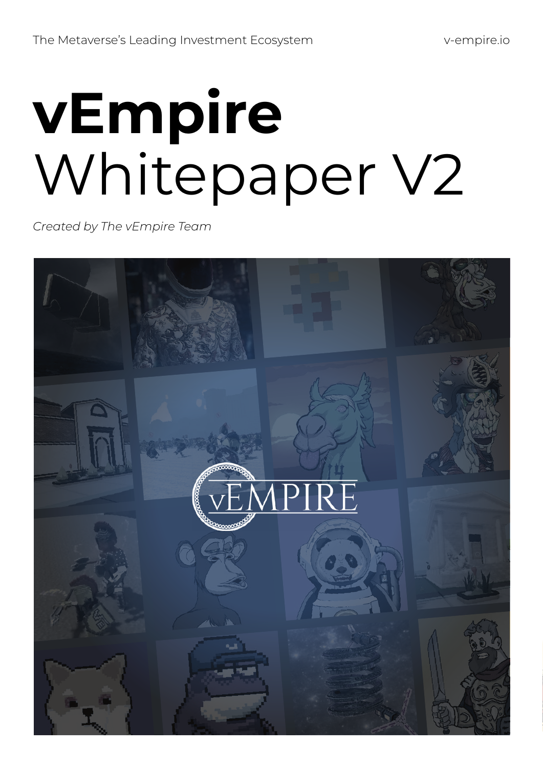The Metaverse's Leading Investment Ecosystem

v-empire.io

# vEmpire
# Whitepaper V2

*Created by The vEmpire Team*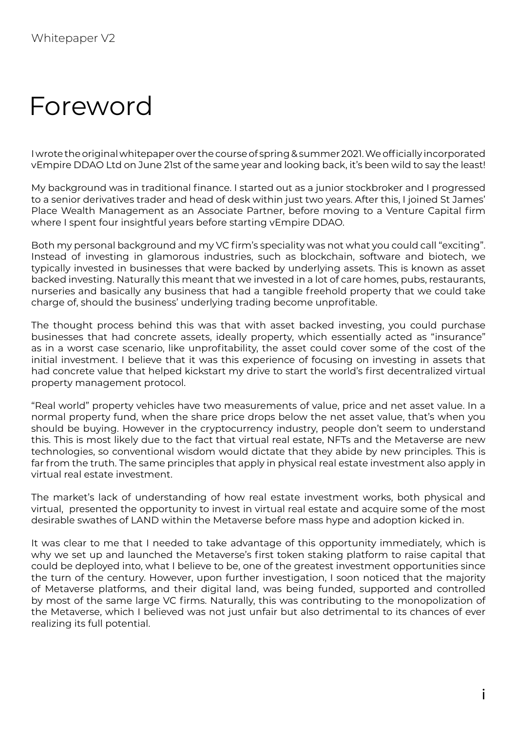# Foreword

I wrote the original whitepaper over the course of spring & summer 2021. We officially incorporated vEmpire DDAO Ltd on June 21st of the same year and looking back, it's been wild to say the least!

My background was in traditional finance. I started out as a junior stockbroker and I progressed to a senior derivatives trader and head of desk within just two years. After this, I joined St James' Place Wealth Management as an Associate Partner, before moving to a Venture Capital firm where I spent four insightful years before starting vEmpire DDAO.

Both my personal background and my VC firm's speciality was not what you could call "exciting". Instead of investing in glamorous industries, such as blockchain, software and biotech, we typically invested in businesses that were backed by underlying assets. This is known as asset backed investing. Naturally this meant that we invested in a lot of care homes, pubs, restaurants, nurseries and basically any business that had a tangible freehold property that we could take charge of, should the business' underlying trading become unprofitable.

The thought process behind this was that with asset backed investing, you could purchase businesses that had concrete assets, ideally property, which essentially acted as "insurance" as in a worst case scenario, like unprofitability, the asset could cover some of the cost of the initial investment. I believe that it was this experience of focusing on investing in assets that had concrete value that helped kickstart my drive to start the world's first decentralized virtual property management protocol.

"Real world" property vehicles have two measurements of value, price and net asset value. In a normal property fund, when the share price drops below the net asset value, that's when you should be buying. However in the cryptocurrency industry, people don't seem to understand this. This is most likely due to the fact that virtual real estate, NFTs and the Metaverse are new technologies, so conventional wisdom would dictate that they abide by new principles. This is far from the truth. The same principles that apply in physical real estate investment also apply in virtual real estate investment.

The market's lack of understanding of how real estate investment works, both physical and virtual, presented the opportunity to invest in virtual real estate and acquire some of the most desirable swathes of LAND within the Metaverse before mass hype and adoption kicked in.

It was clear to me that I needed to take advantage of this opportunity immediately, which is why we set up and launched the Metaverse's first token staking platform to raise capital that could be deployed into, what I believe to be, one of the greatest investment opportunities since the turn of the century. However, upon further investigation, I soon noticed that the majority of Metaverse platforms, and their digital land, was being funded, supported and controlled by most of the same large VC firms. Naturally, this was contributing to the monopolization of the Metaverse, which I believed was not just unfair but also detrimental to its chances of ever realizing its full potential.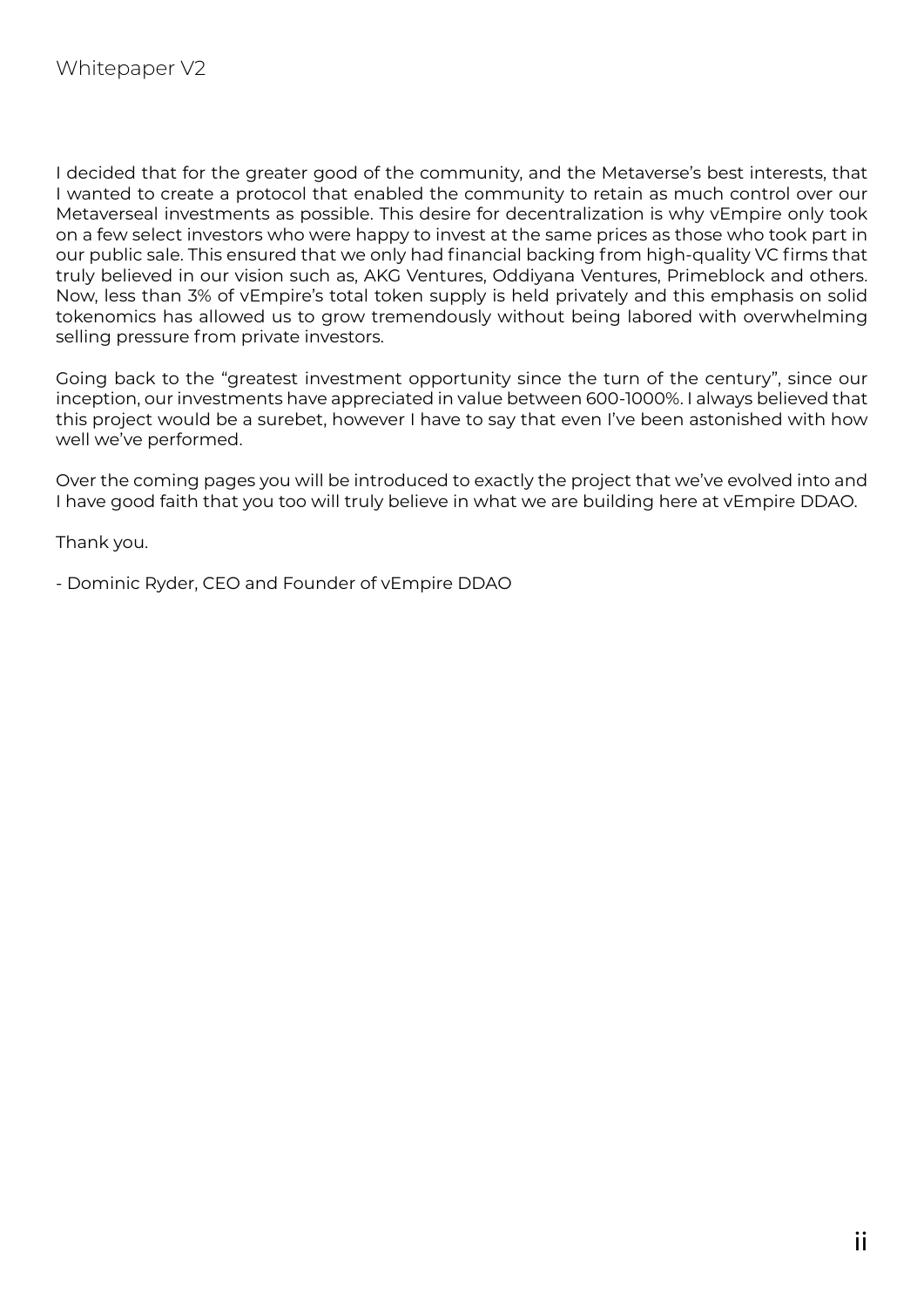I decided that for the greater good of the community, and the Metaverse's best interests, that I wanted to create a protocol that enabled the community to retain as much control over our Metaverseal investments as possible. This desire for decentralization is why vEmpire only took on a few select investors who were happy to invest at the same prices as those who took part in our public sale. This ensured that we only had financial backing from high-quality VC firms that truly believed in our vision such as, AKG Ventures, Oddiyana Ventures, Primeblock and others. Now, less than 3% of vEmpire's total token supply is held privately and this emphasis on solid tokenomics has allowed us to grow tremendously without being labored with overwhelming selling pressure from private investors.

Going back to the "greatest investment opportunity since the turn of the century", since our inception, our investments have appreciated in value between 600-1000%. I always believed that this project would be a surebet, however I have to say that even I've been astonished with how well we've performed.

Over the coming pages you will be introduced to exactly the project that we've evolved into and I have good faith that you too will truly believe in what we are building here at vEmpire DDAO.

Thank you.

- Dominic Ryder, CEO and Founder of vEmpire DDAO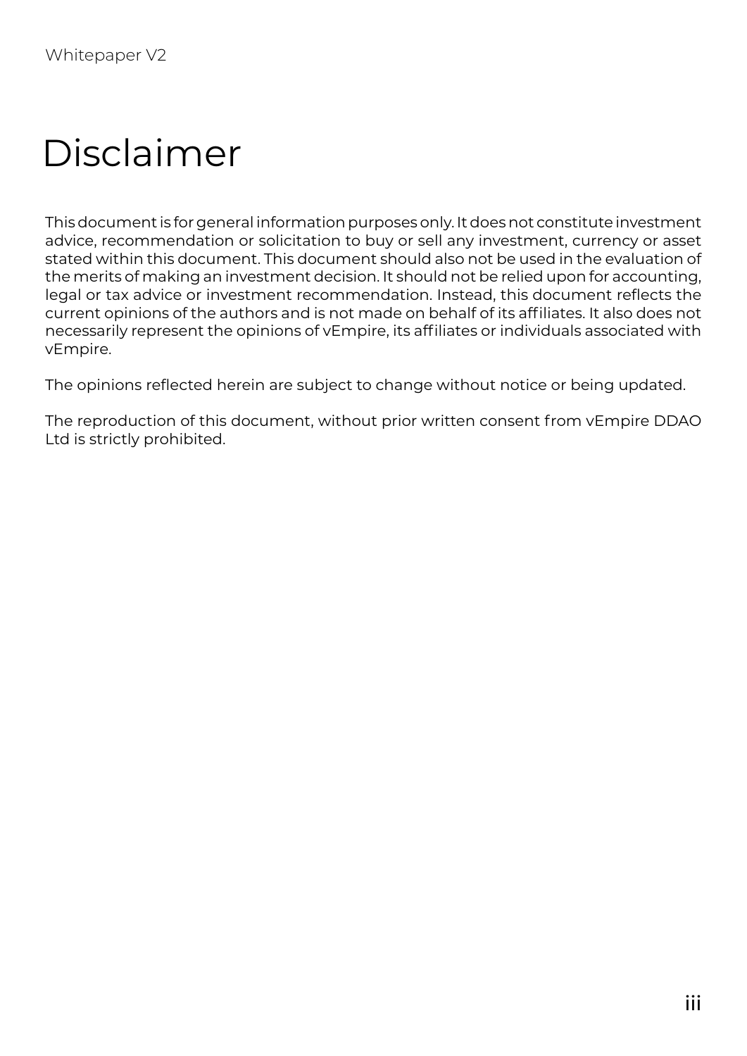# Disclaimer

This document is for general information purposes only. It does not constitute investment advice, recommendation or solicitation to buy or sell any investment, currency or asset stated within this document. This document should also not be used in the evaluation of the merits of making an investment decision. It should not be relied upon for accounting, legal or tax advice or investment recommendation. Instead, this document reflects the current opinions of the authors and is not made on behalf of its affiliates. It also does not necessarily represent the opinions of vEmpire, its affiliates or individuals associated with vEmpire.

The opinions reflected herein are subject to change without notice or being updated.

The reproduction of this document, without prior written consent from vEmpire DDAO Ltd is strictly prohibited.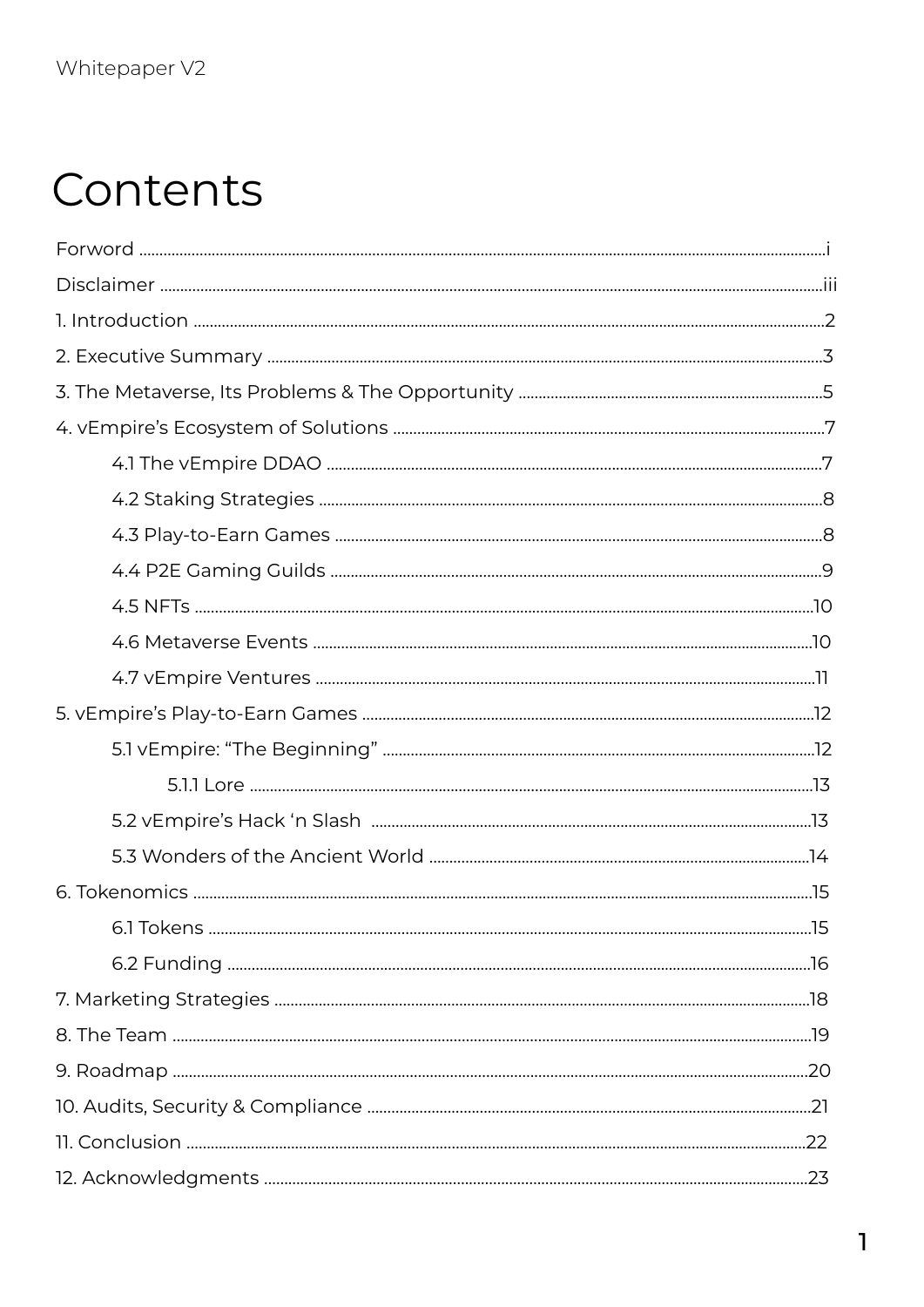# Contents

- Forword ... i
- Disclaimer ... iii
- 1. Introduction ... 2
- 2. Executive Summary ... 3
- 3. The Metaverse, Its Problems & The Opportunity ... 5
- 4. vEmpire's Ecosystem of Solutions ... 7
  - 4.1 The vEmpire DDAO ... 7
  - 4.2 Staking Strategies ... 8
  - 4.3 Play-to-Earn Games ... 8
  - 4.4 P2E Gaming Guilds ... 9
  - 4.5 NFTs ... 10
  - 4.6 Metaverse Events ... 10
  - 4.7 vEmpire Ventures ... 11
- 5. vEmpire's Play-to-Earn Games ... 12
  - 5.1 vEmpire: "The Beginning" ... 12
    - 5.1.1 Lore ... 13
  - 5.2 vEmpire's Hack 'n Slash ... 13
  - 5.3 Wonders of the Ancient World ... 14
- 6. Tokenomics ... 15
  - 6.1 Tokens ... 15
  - 6.2 Funding ... 16
- 7. Marketing Strategies ... 18
- 8. The Team ... 19
- 9. Roadmap ... 20
- 10. Audits, Security & Compliance ... 21
- 11. Conclusion ... 22
- 12. Acknowledgments ... 23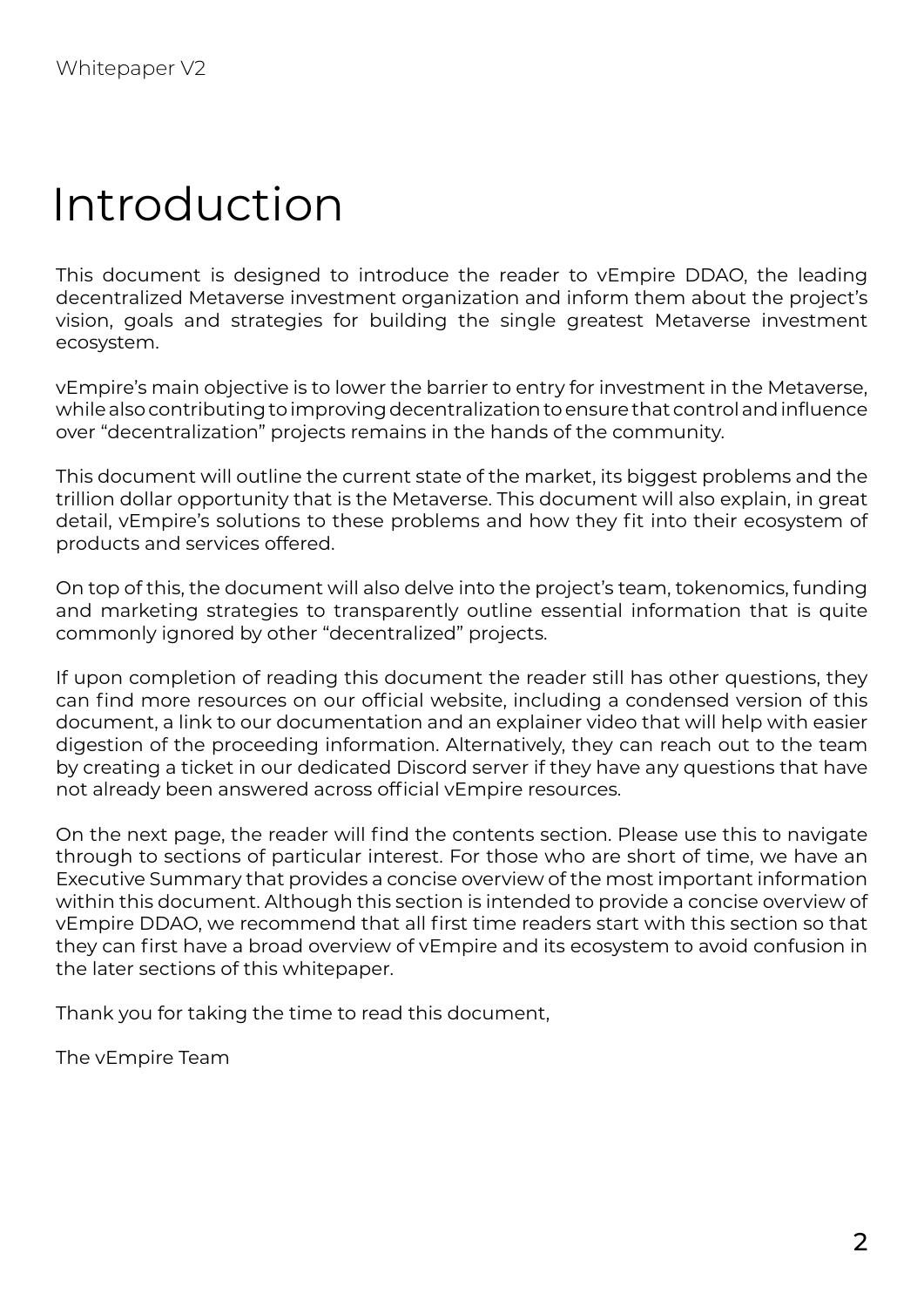# Introduction

This document is designed to introduce the reader to vEmpire DDAO, the leading decentralized Metaverse investment organization and inform them about the project's vision, goals and strategies for building the single greatest Metaverse investment ecosystem.

vEmpire's main objective is to lower the barrier to entry for investment in the Metaverse, while also contributing to improving decentralization to ensure that control and influence over "decentralization" projects remains in the hands of the community.

This document will outline the current state of the market, its biggest problems and the trillion dollar opportunity that is the Metaverse. This document will also explain, in great detail, vEmpire's solutions to these problems and how they fit into their ecosystem of products and services offered.

On top of this, the document will also delve into the project's team, tokenomics, funding and marketing strategies to transparently outline essential information that is quite commonly ignored by other "decentralized" projects.

If upon completion of reading this document the reader still has other questions, they can find more resources on our official website, including a condensed version of this document, a link to our documentation and an explainer video that will help with easier digestion of the proceeding information. Alternatively, they can reach out to the team by creating a ticket in our dedicated Discord server if they have any questions that have not already been answered across official vEmpire resources.

On the next page, the reader will find the contents section. Please use this to navigate through to sections of particular interest. For those who are short of time, we have an Executive Summary that provides a concise overview of the most important information within this document. Although this section is intended to provide a concise overview of vEmpire DDAO, we recommend that all first time readers start with this section so that they can first have a broad overview of vEmpire and its ecosystem to avoid confusion in the later sections of this whitepaper.

Thank you for taking the time to read this document,

The vEmpire Team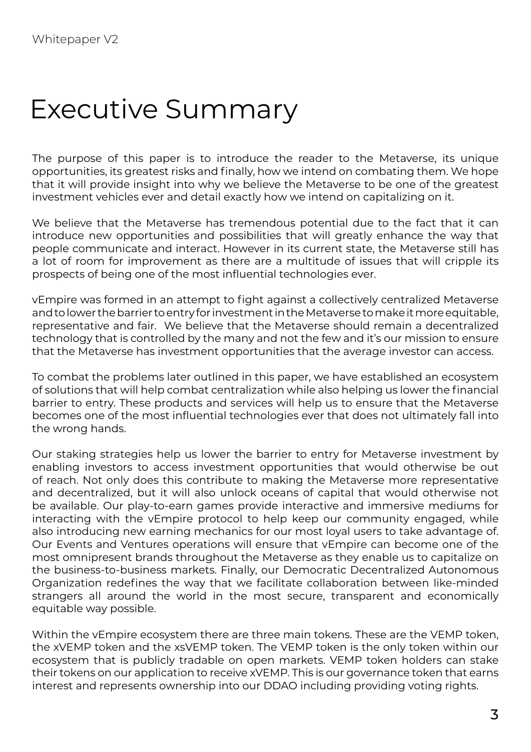# Executive Summary

The purpose of this paper is to introduce the reader to the Metaverse, its unique opportunities, its greatest risks and finally, how we intend on combating them. We hope that it will provide insight into why we believe the Metaverse to be one of the greatest investment vehicles ever and detail exactly how we intend on capitalizing on it.

We believe that the Metaverse has tremendous potential due to the fact that it can introduce new opportunities and possibilities that will greatly enhance the way that people communicate and interact. However in its current state, the Metaverse still has a lot of room for improvement as there are a multitude of issues that will cripple its prospects of being one of the most influential technologies ever.

vEmpire was formed in an attempt to fight against a collectively centralized Metaverse and to lower the barrier to entry for investment in the Metaverse to make it more equitable, representative and fair. We believe that the Metaverse should remain a decentralized technology that is controlled by the many and not the few and it's our mission to ensure that the Metaverse has investment opportunities that the average investor can access.

To combat the problems later outlined in this paper, we have established an ecosystem of solutions that will help combat centralization while also helping us lower the financial barrier to entry. These products and services will help us to ensure that the Metaverse becomes one of the most influential technologies ever that does not ultimately fall into the wrong hands.

Our staking strategies help us lower the barrier to entry for Metaverse investment by enabling investors to access investment opportunities that would otherwise be out of reach. Not only does this contribute to making the Metaverse more representative and decentralized, but it will also unlock oceans of capital that would otherwise not be available. Our play-to-earn games provide interactive and immersive mediums for interacting with the vEmpire protocol to help keep our community engaged, while also introducing new earning mechanics for our most loyal users to take advantage of. Our Events and Ventures operations will ensure that vEmpire can become one of the most omnipresent brands throughout the Metaverse as they enable us to capitalize on the business-to-business markets. Finally, our Democratic Decentralized Autonomous Organization redefines the way that we facilitate collaboration between like-minded strangers all around the world in the most secure, transparent and economically equitable way possible.

Within the vEmpire ecosystem there are three main tokens. These are the VEMP token, the xVEMP token and the xsVEMP token. The VEMP token is the only token within our ecosystem that is publicly tradable on open markets. VEMP token holders can stake their tokens on our application to receive xVEMP. This is our governance token that earns interest and represents ownership into our DDAO including providing voting rights.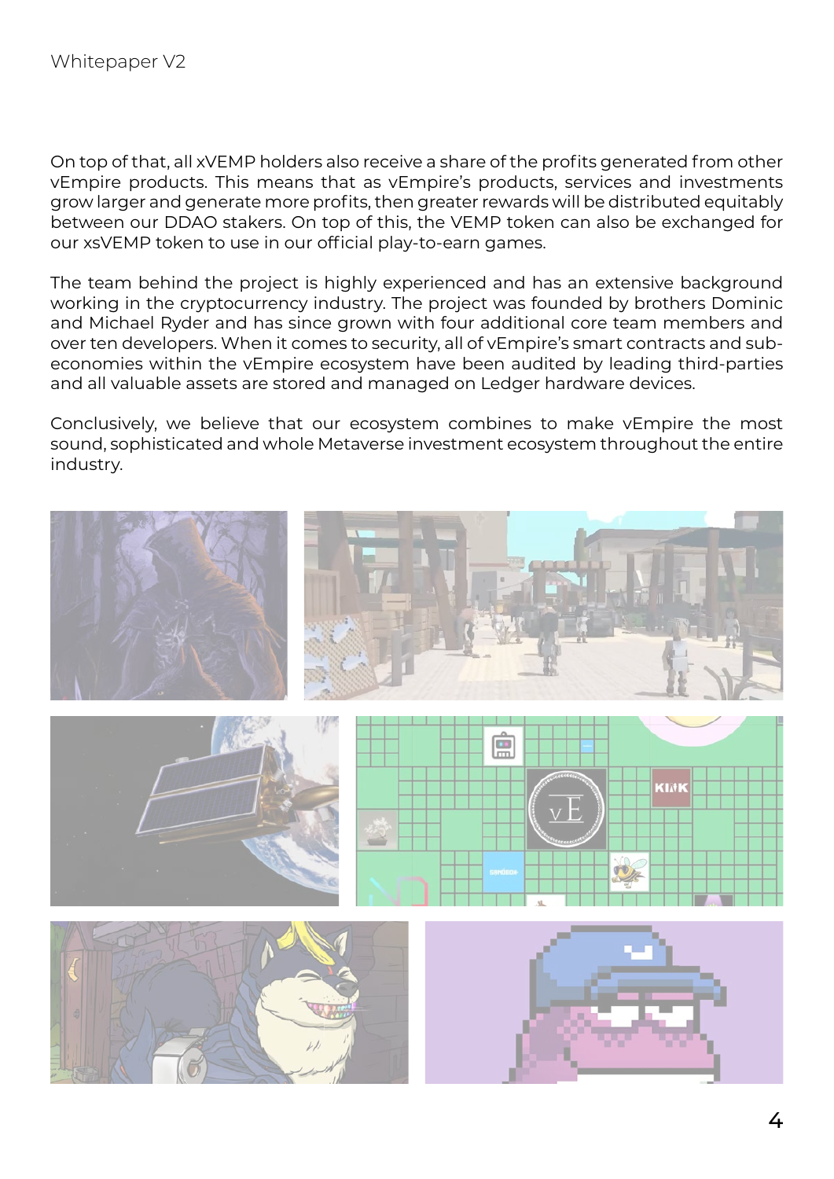On top of that, all xVEMP holders also receive a share of the profits generated from other vEmpire products. This means that as vEmpire's products, services and investments grow larger and generate more profits, then greater rewards will be distributed equitably between our DDAO stakers. On top of this, the VEMP token can also be exchanged for our xsVEMP token to use in our official play-to-earn games.

The team behind the project is highly experienced and has an extensive background working in the cryptocurrency industry. The project was founded by brothers Dominic and Michael Ryder and has since grown with four additional core team members and over ten developers. When it comes to security, all of vEmpire's smart contracts and sub-economies within the vEmpire ecosystem have been audited by leading third-parties and all valuable assets are stored and managed on Ledger hardware devices.

Conclusively, we believe that our ecosystem combines to make vEmpire the most sound, sophisticated and whole Metaverse investment ecosystem throughout the entire industry.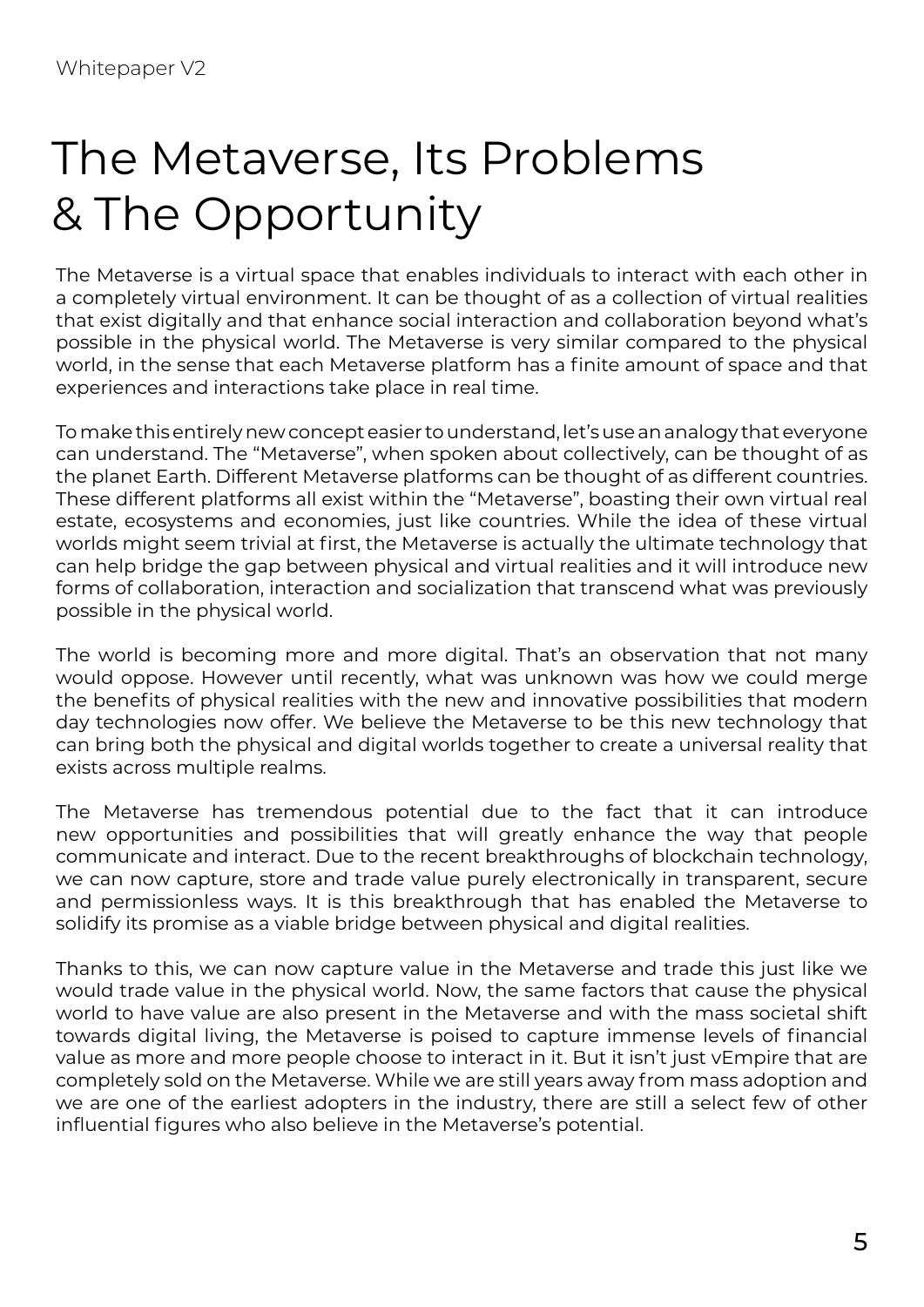# The Metaverse, Its Problems & The Opportunity

The Metaverse is a virtual space that enables individuals to interact with each other in a completely virtual environment. It can be thought of as a collection of virtual realities that exist digitally and that enhance social interaction and collaboration beyond what's possible in the physical world. The Metaverse is very similar compared to the physical world, in the sense that each Metaverse platform has a finite amount of space and that experiences and interactions take place in real time.

To make this entirely new concept easier to understand, let's use an analogy that everyone can understand. The "Metaverse", when spoken about collectively, can be thought of as the planet Earth. Different Metaverse platforms can be thought of as different countries. These different platforms all exist within the "Metaverse", boasting their own virtual real estate, ecosystems and economies, just like countries. While the idea of these virtual worlds might seem trivial at first, the Metaverse is actually the ultimate technology that can help bridge the gap between physical and virtual realities and it will introduce new forms of collaboration, interaction and socialization that transcend what was previously possible in the physical world.

The world is becoming more and more digital. That's an observation that not many would oppose. However until recently, what was unknown was how we could merge the benefits of physical realities with the new and innovative possibilities that modern day technologies now offer. We believe the Metaverse to be this new technology that can bring both the physical and digital worlds together to create a universal reality that exists across multiple realms.

The Metaverse has tremendous potential due to the fact that it can introduce new opportunities and possibilities that will greatly enhance the way that people communicate and interact. Due to the recent breakthroughs of blockchain technology, we can now capture, store and trade value purely electronically in transparent, secure and permissionless ways. It is this breakthrough that has enabled the Metaverse to solidify its promise as a viable bridge between physical and digital realities.

Thanks to this, we can now capture value in the Metaverse and trade this just like we would trade value in the physical world. Now, the same factors that cause the physical world to have value are also present in the Metaverse and with the mass societal shift towards digital living, the Metaverse is poised to capture immense levels of financial value as more and more people choose to interact in it. But it isn't just vEmpire that are completely sold on the Metaverse. While we are still years away from mass adoption and we are one of the earliest adopters in the industry, there are still a select few of other influential figures who also believe in the Metaverse's potential.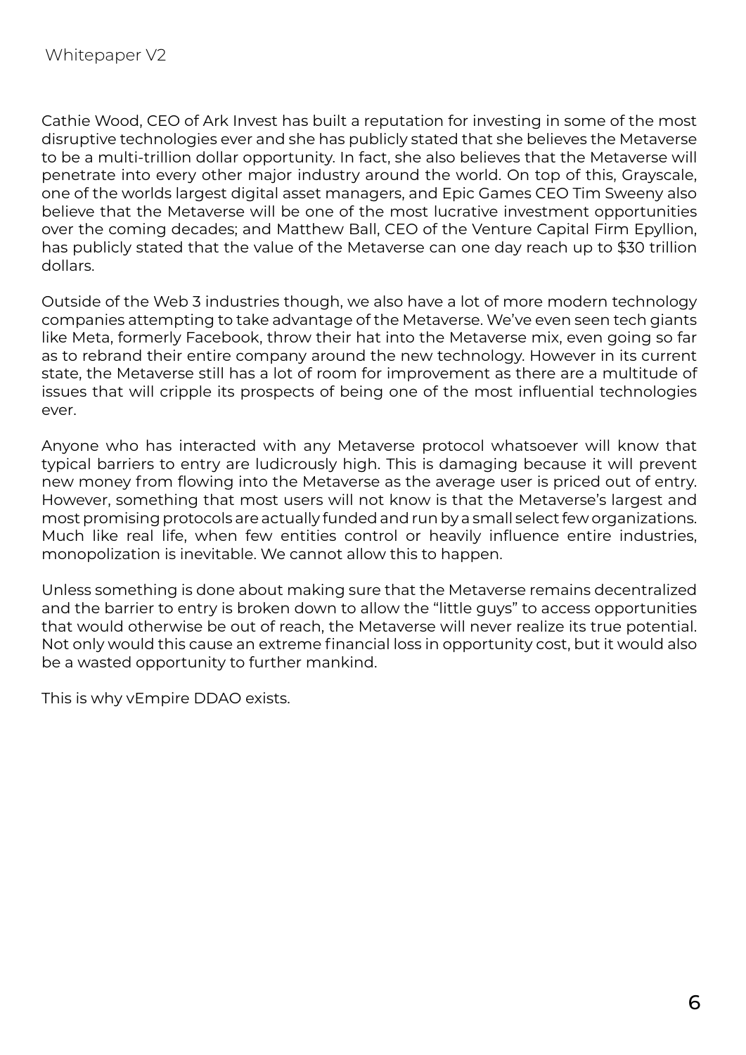Cathie Wood, CEO of Ark Invest has built a reputation for investing in some of the most disruptive technologies ever and she has publicly stated that she believes the Metaverse to be a multi-trillion dollar opportunity. In fact, she also believes that the Metaverse will penetrate into every other major industry around the world. On top of this, Grayscale, one of the worlds largest digital asset managers, and Epic Games CEO Tim Sweeny also believe that the Metaverse will be one of the most lucrative investment opportunities over the coming decades; and Matthew Ball, CEO of the Venture Capital Firm Epyllion, has publicly stated that the value of the Metaverse can one day reach up to $30 trillion dollars.

Outside of the Web 3 industries though, we also have a lot of more modern technology companies attempting to take advantage of the Metaverse. We've even seen tech giants like Meta, formerly Facebook, throw their hat into the Metaverse mix, even going so far as to rebrand their entire company around the new technology. However in its current state, the Metaverse still has a lot of room for improvement as there are a multitude of issues that will cripple its prospects of being one of the most influential technologies ever.

Anyone who has interacted with any Metaverse protocol whatsoever will know that typical barriers to entry are ludicrously high. This is damaging because it will prevent new money from flowing into the Metaverse as the average user is priced out of entry. However, something that most users will not know is that the Metaverse's largest and most promising protocols are actually funded and run by a small select few organizations. Much like real life, when few entities control or heavily influence entire industries, monopolization is inevitable. We cannot allow this to happen.

Unless something is done about making sure that the Metaverse remains decentralized and the barrier to entry is broken down to allow the "little guys" to access opportunities that would otherwise be out of reach, the Metaverse will never realize its true potential. Not only would this cause an extreme financial loss in opportunity cost, but it would also be a wasted opportunity to further mankind.

This is why vEmpire DDAO exists.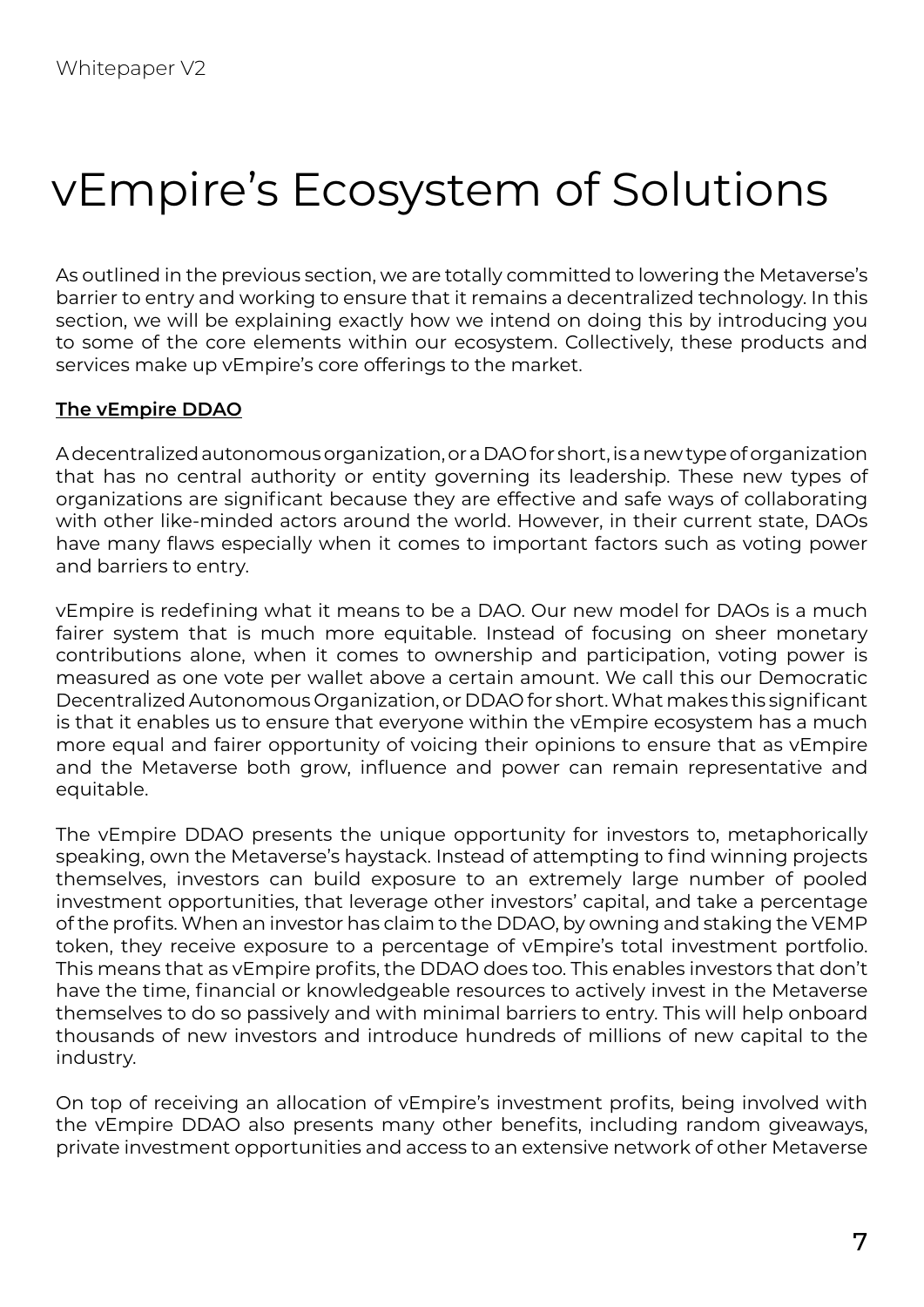# vEmpire's Ecosystem of Solutions

As outlined in the previous section, we are totally committed to lowering the Metaverse's barrier to entry and working to ensure that it remains a decentralized technology. In this section, we will be explaining exactly how we intend on doing this by introducing you to some of the core elements within our ecosystem. Collectively, these products and services make up vEmpire's core offerings to the market.

**The vEmpire DDAO**

A decentralized autonomous organization, or a DAO for short, is a new type of organization that has no central authority or entity governing its leadership. These new types of organizations are significant because they are effective and safe ways of collaborating with other like-minded actors around the world. However, in their current state, DAOs have many flaws especially when it comes to important factors such as voting power and barriers to entry.

vEmpire is redefining what it means to be a DAO. Our new model for DAOs is a much fairer system that is much more equitable. Instead of focusing on sheer monetary contributions alone, when it comes to ownership and participation, voting power is measured as one vote per wallet above a certain amount. We call this our Democratic Decentralized Autonomous Organization, or DDAO for short. What makes this significant is that it enables us to ensure that everyone within the vEmpire ecosystem has a much more equal and fairer opportunity of voicing their opinions to ensure that as vEmpire and the Metaverse both grow, influence and power can remain representative and equitable.

The vEmpire DDAO presents the unique opportunity for investors to, metaphorically speaking, own the Metaverse's haystack. Instead of attempting to find winning projects themselves, investors can build exposure to an extremely large number of pooled investment opportunities, that leverage other investors' capital, and take a percentage of the profits. When an investor has claim to the DDAO, by owning and staking the VEMP token, they receive exposure to a percentage of vEmpire's total investment portfolio. This means that as vEmpire profits, the DDAO does too. This enables investors that don't have the time, financial or knowledgeable resources to actively invest in the Metaverse themselves to do so passively and with minimal barriers to entry. This will help onboard thousands of new investors and introduce hundreds of millions of new capital to the industry.

On top of receiving an allocation of vEmpire's investment profits, being involved with the vEmpire DDAO also presents many other benefits, including random giveaways, private investment opportunities and access to an extensive network of other Metaverse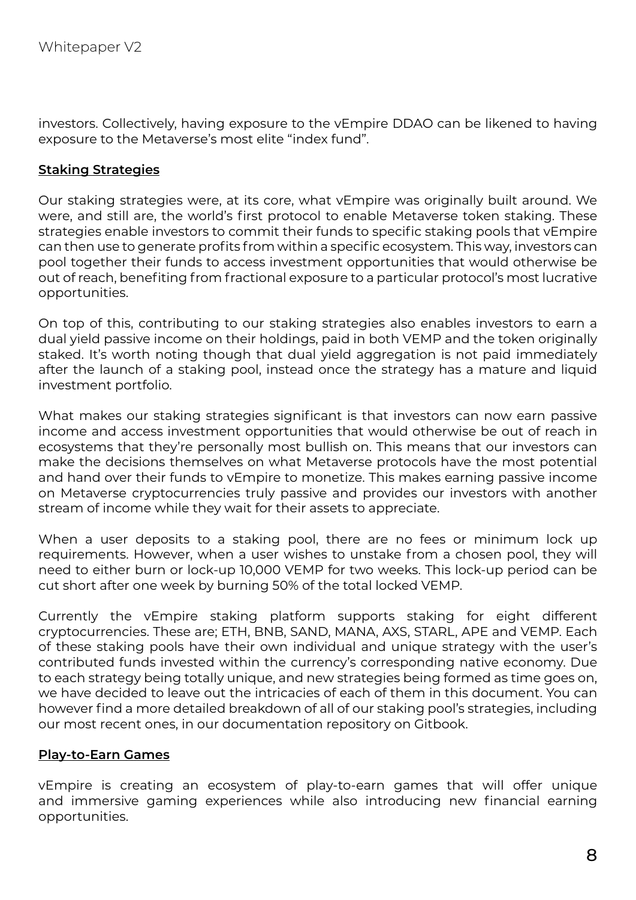investors. Collectively, having exposure to the vEmpire DDAO can be likened to having exposure to the Metaverse's most elite "index fund".

## Staking Strategies

Our staking strategies were, at its core, what vEmpire was originally built around. We were, and still are, the world's first protocol to enable Metaverse token staking. These strategies enable investors to commit their funds to specific staking pools that vEmpire can then use to generate profits from within a specific ecosystem. This way, investors can pool together their funds to access investment opportunities that would otherwise be out of reach, benefiting from fractional exposure to a particular protocol's most lucrative opportunities.

On top of this, contributing to our staking strategies also enables investors to earn a dual yield passive income on their holdings, paid in both VEMP and the token originally staked. It's worth noting though that dual yield aggregation is not paid immediately after the launch of a staking pool, instead once the strategy has a mature and liquid investment portfolio.

What makes our staking strategies significant is that investors can now earn passive income and access investment opportunities that would otherwise be out of reach in ecosystems that they're personally most bullish on. This means that our investors can make the decisions themselves on what Metaverse protocols have the most potential and hand over their funds to vEmpire to monetize. This makes earning passive income on Metaverse cryptocurrencies truly passive and provides our investors with another stream of income while they wait for their assets to appreciate.

When a user deposits to a staking pool, there are no fees or minimum lock up requirements. However, when a user wishes to unstake from a chosen pool, they will need to either burn or lock-up 10,000 VEMP for two weeks. This lock-up period can be cut short after one week by burning 50% of the total locked VEMP.

Currently the vEmpire staking platform supports staking for eight different cryptocurrencies. These are; ETH, BNB, SAND, MANA, AXS, STARL, APE and VEMP. Each of these staking pools have their own individual and unique strategy with the user's contributed funds invested within the currency's corresponding native economy. Due to each strategy being totally unique, and new strategies being formed as time goes on, we have decided to leave out the intricacies of each of them in this document. You can however find a more detailed breakdown of all of our staking pool's strategies, including our most recent ones, in our documentation repository on Gitbook.

## Play-to-Earn Games

vEmpire is creating an ecosystem of play-to-earn games that will offer unique and immersive gaming experiences while also introducing new financial earning opportunities.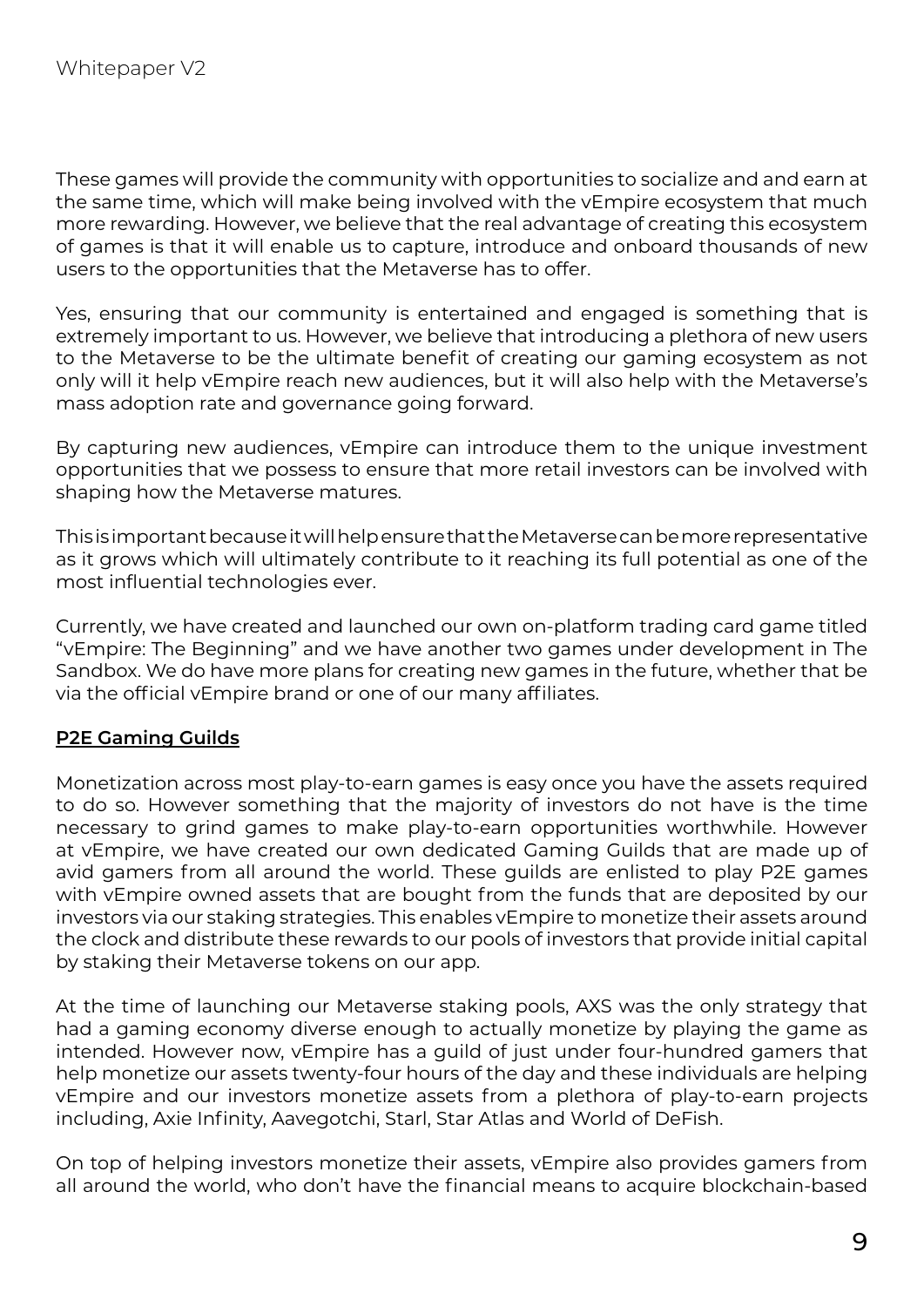These games will provide the community with opportunities to socialize and and earn at the same time, which will make being involved with the vEmpire ecosystem that much more rewarding. However, we believe that the real advantage of creating this ecosystem of games is that it will enable us to capture, introduce and onboard thousands of new users to the opportunities that the Metaverse has to offer.

Yes, ensuring that our community is entertained and engaged is something that is extremely important to us. However, we believe that introducing a plethora of new users to the Metaverse to be the ultimate benefit of creating our gaming ecosystem as not only will it help vEmpire reach new audiences, but it will also help with the Metaverse's mass adoption rate and governance going forward.

By capturing new audiences, vEmpire can introduce them to the unique investment opportunities that we possess to ensure that more retail investors can be involved with shaping how the Metaverse matures.

This is important because it will help ensure that the Metaverse can be more representative as it grows which will ultimately contribute to it reaching its full potential as one of the most influential technologies ever.

Currently, we have created and launched our own on-platform trading card game titled "vEmpire: The Beginning" and we have another two games under development in The Sandbox. We do have more plans for creating new games in the future, whether that be via the official vEmpire brand or one of our many affiliates.

**P2E Gaming Guilds**

Monetization across most play-to-earn games is easy once you have the assets required to do so. However something that the majority of investors do not have is the time necessary to grind games to make play-to-earn opportunities worthwhile. However at vEmpire, we have created our own dedicated Gaming Guilds that are made up of avid gamers from all around the world. These guilds are enlisted to play P2E games with vEmpire owned assets that are bought from the funds that are deposited by our investors via our staking strategies. This enables vEmpire to monetize their assets around the clock and distribute these rewards to our pools of investors that provide initial capital by staking their Metaverse tokens on our app.

At the time of launching our Metaverse staking pools, AXS was the only strategy that had a gaming economy diverse enough to actually monetize by playing the game as intended. However now, vEmpire has a guild of just under four-hundred gamers that help monetize our assets twenty-four hours of the day and these individuals are helping vEmpire and our investors monetize assets from a plethora of play-to-earn projects including, Axie Infinity, Aavegotchi, Starl, Star Atlas and World of DeFish.

On top of helping investors monetize their assets, vEmpire also provides gamers from all around the world, who don't have the financial means to acquire blockchain-based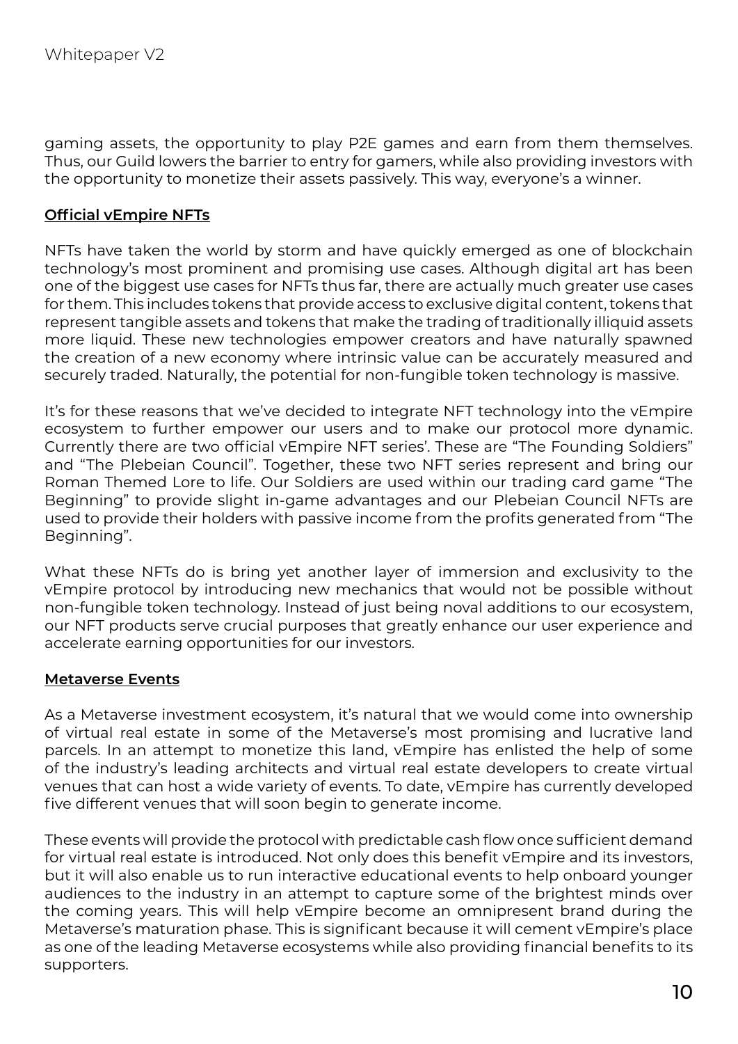gaming assets, the opportunity to play P2E games and earn from them themselves. Thus, our Guild lowers the barrier to entry for gamers, while also providing investors with the opportunity to monetize their assets passively. This way, everyone's a winner.

## Official vEmpire NFTs

NFTs have taken the world by storm and have quickly emerged as one of blockchain technology's most prominent and promising use cases. Although digital art has been one of the biggest use cases for NFTs thus far, there are actually much greater use cases for them. This includes tokens that provide access to exclusive digital content, tokens that represent tangible assets and tokens that make the trading of traditionally illiquid assets more liquid. These new technologies empower creators and have naturally spawned the creation of a new economy where intrinsic value can be accurately measured and securely traded. Naturally, the potential for non-fungible token technology is massive.

It's for these reasons that we've decided to integrate NFT technology into the vEmpire ecosystem to further empower our users and to make our protocol more dynamic. Currently there are two official vEmpire NFT series'. These are "The Founding Soldiers" and "The Plebeian Council". Together, these two NFT series represent and bring our Roman Themed Lore to life. Our Soldiers are used within our trading card game "The Beginning" to provide slight in-game advantages and our Plebeian Council NFTs are used to provide their holders with passive income from the profits generated from "The Beginning".

What these NFTs do is bring yet another layer of immersion and exclusivity to the vEmpire protocol by introducing new mechanics that would not be possible without non-fungible token technology. Instead of just being noval additions to our ecosystem, our NFT products serve crucial purposes that greatly enhance our user experience and accelerate earning opportunities for our investors.

## Metaverse Events

As a Metaverse investment ecosystem, it's natural that we would come into ownership of virtual real estate in some of the Metaverse's most promising and lucrative land parcels. In an attempt to monetize this land, vEmpire has enlisted the help of some of the industry's leading architects and virtual real estate developers to create virtual venues that can host a wide variety of events. To date, vEmpire has currently developed five different venues that will soon begin to generate income.

These events will provide the protocol with predictable cash flow once sufficient demand for virtual real estate is introduced. Not only does this benefit vEmpire and its investors, but it will also enable us to run interactive educational events to help onboard younger audiences to the industry in an attempt to capture some of the brightest minds over the coming years. This will help vEmpire become an omnipresent brand during the Metaverse's maturation phase. This is significant because it will cement vEmpire's place as one of the leading Metaverse ecosystems while also providing financial benefits to its supporters.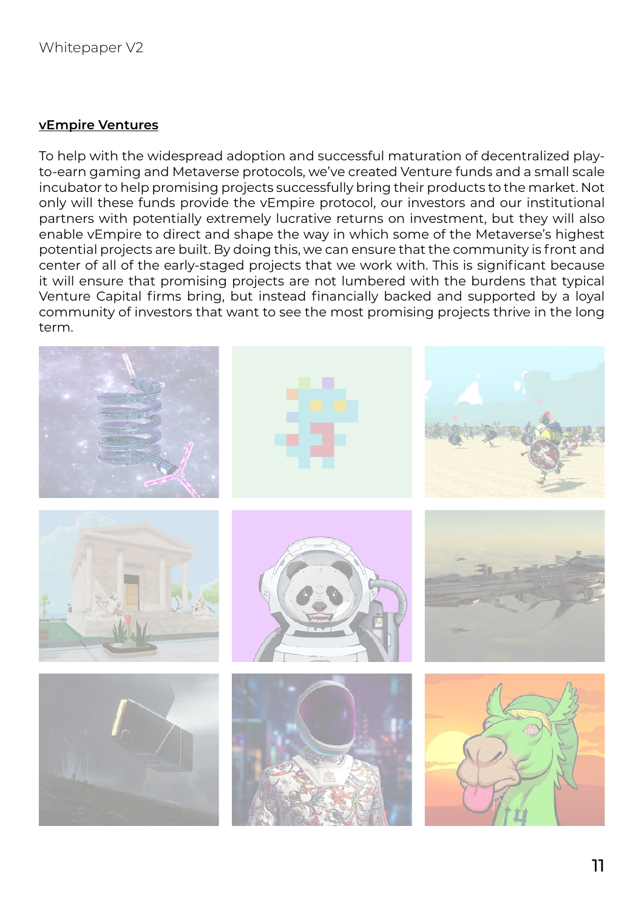## vEmpire Ventures

To help with the widespread adoption and successful maturation of decentralized play-to-earn gaming and Metaverse protocols, we've created Venture funds and a small scale incubator to help promising projects successfully bring their products to the market. Not only will these funds provide the vEmpire protocol, our investors and our institutional partners with potentially extremely lucrative returns on investment, but they will also enable vEmpire to direct and shape the way in which some of the Metaverse's highest potential projects are built. By doing this, we can ensure that the community is front and center of all of the early-staged projects that we work with. This is significant because it will ensure that promising projects are not lumbered with the burdens that typical Venture Capital firms bring, but instead financially backed and supported by a loyal community of investors that want to see the most promising projects thrive in the long term.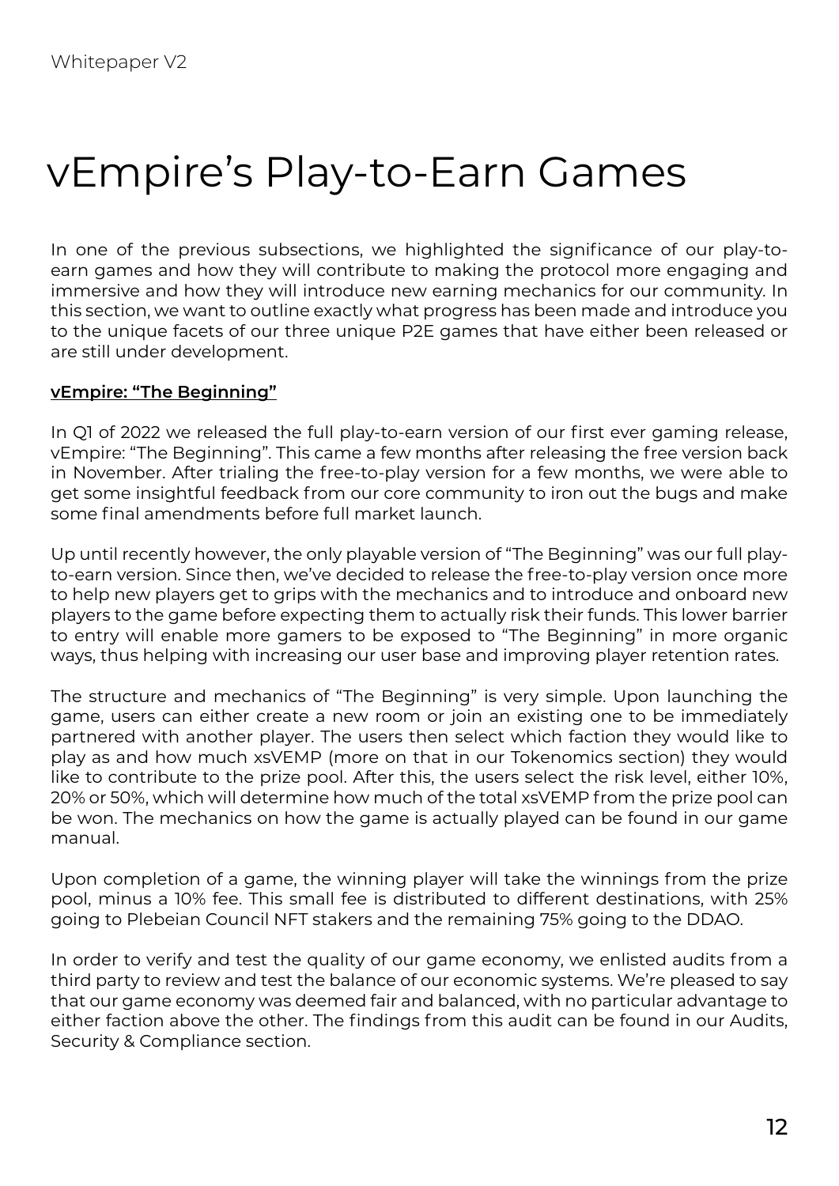# vEmpire's Play-to-Earn Games

In one of the previous subsections, we highlighted the significance of our play-to-earn games and how they will contribute to making the protocol more engaging and immersive and how they will introduce new earning mechanics for our community. In this section, we want to outline exactly what progress has been made and introduce you to the unique facets of our three unique P2E games that have either been released or are still under development.

**vEmpire: "The Beginning"**

In Q1 of 2022 we released the full play-to-earn version of our first ever gaming release, vEmpire: "The Beginning". This came a few months after releasing the free version back in November. After trialing the free-to-play version for a few months, we were able to get some insightful feedback from our core community to iron out the bugs and make some final amendments before full market launch.

Up until recently however, the only playable version of "The Beginning" was our full play-to-earn version. Since then, we've decided to release the free-to-play version once more to help new players get to grips with the mechanics and to introduce and onboard new players to the game before expecting them to actually risk their funds. This lower barrier to entry will enable more gamers to be exposed to "The Beginning" in more organic ways, thus helping with increasing our user base and improving player retention rates.

The structure and mechanics of "The Beginning" is very simple. Upon launching the game, users can either create a new room or join an existing one to be immediately partnered with another player. The users then select which faction they would like to play as and how much xsVEMP (more on that in our Tokenomics section) they would like to contribute to the prize pool. After this, the users select the risk level, either 10%, 20% or 50%, which will determine how much of the total xsVEMP from the prize pool can be won. The mechanics on how the game is actually played can be found in our game manual.

Upon completion of a game, the winning player will take the winnings from the prize pool, minus a 10% fee. This small fee is distributed to different destinations, with 25% going to Plebeian Council NFT stakers and the remaining 75% going to the DDAO.

In order to verify and test the quality of our game economy, we enlisted audits from a third party to review and test the balance of our economic systems. We're pleased to say that our game economy was deemed fair and balanced, with no particular advantage to either faction above the other. The findings from this audit can be found in our Audits, Security & Compliance section.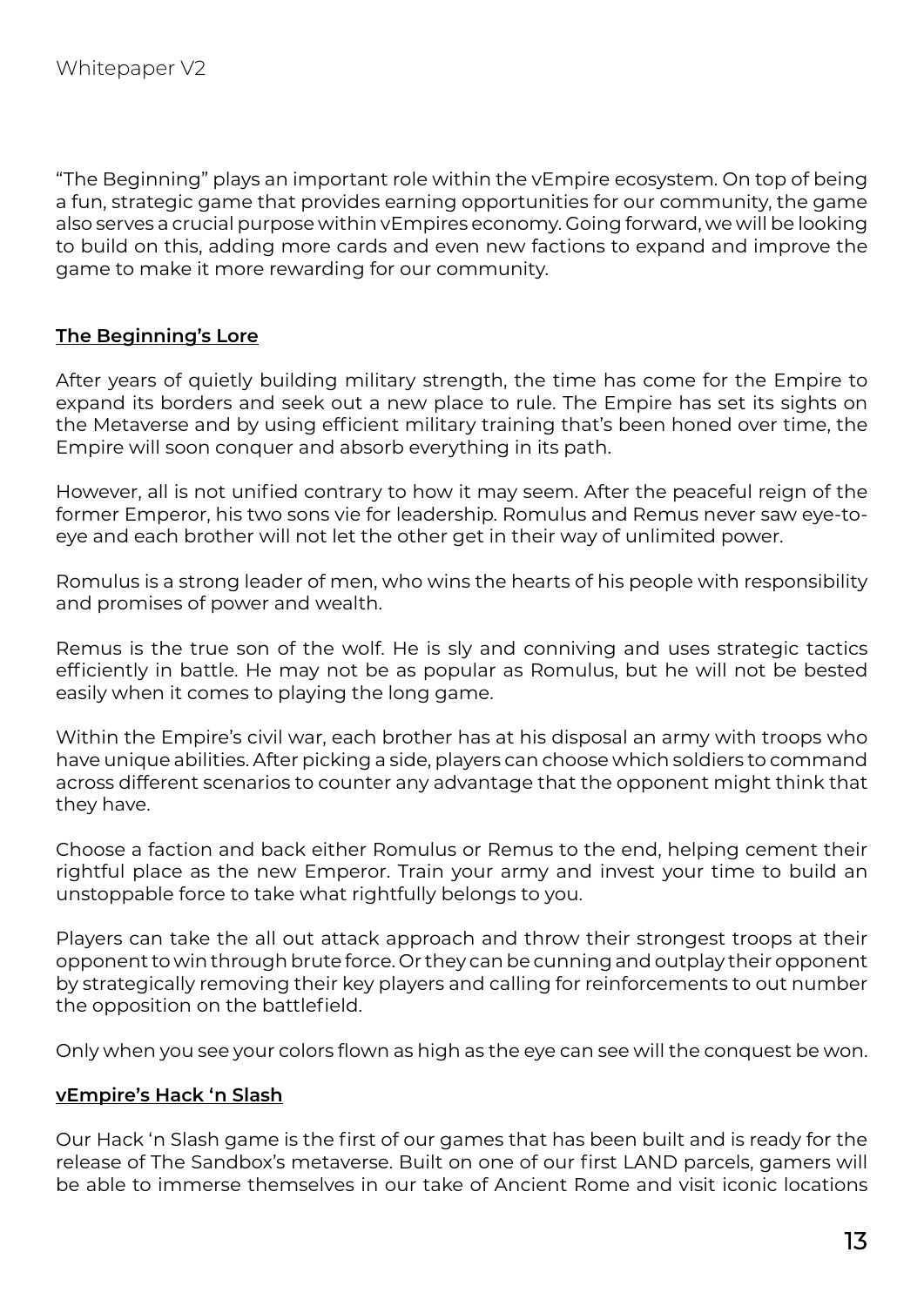"The Beginning" plays an important role within the vEmpire ecosystem. On top of being a fun, strategic game that provides earning opportunities for our community, the game also serves a crucial purpose within vEmpires economy. Going forward, we will be looking to build on this, adding more cards and even new factions to expand and improve the game to make it more rewarding for our community.

**The Beginning's Lore**

After years of quietly building military strength, the time has come for the Empire to expand its borders and seek out a new place to rule. The Empire has set its sights on the Metaverse and by using efficient military training that's been honed over time, the Empire will soon conquer and absorb everything in its path.

However, all is not unified contrary to how it may seem. After the peaceful reign of the former Emperor, his two sons vie for leadership. Romulus and Remus never saw eye-to-eye and each brother will not let the other get in their way of unlimited power.

Romulus is a strong leader of men, who wins the hearts of his people with responsibility and promises of power and wealth.

Remus is the true son of the wolf. He is sly and conniving and uses strategic tactics efficiently in battle. He may not be as popular as Romulus, but he will not be bested easily when it comes to playing the long game.

Within the Empire's civil war, each brother has at his disposal an army with troops who have unique abilities. After picking a side, players can choose which soldiers to command across different scenarios to counter any advantage that the opponent might think that they have.

Choose a faction and back either Romulus or Remus to the end, helping cement their rightful place as the new Emperor. Train your army and invest your time to build an unstoppable force to take what rightfully belongs to you.

Players can take the all out attack approach and throw their strongest troops at their opponent to win through brute force. Or they can be cunning and outplay their opponent by strategically removing their key players and calling for reinforcements to out number the opposition on the battlefield.

Only when you see your colors flown as high as the eye can see will the conquest be won.

**vEmpire's Hack 'n Slash**

Our Hack 'n Slash game is the first of our games that has been built and is ready for the release of The Sandbox's metaverse. Built on one of our first LAND parcels, gamers will be able to immerse themselves in our take of Ancient Rome and visit iconic locations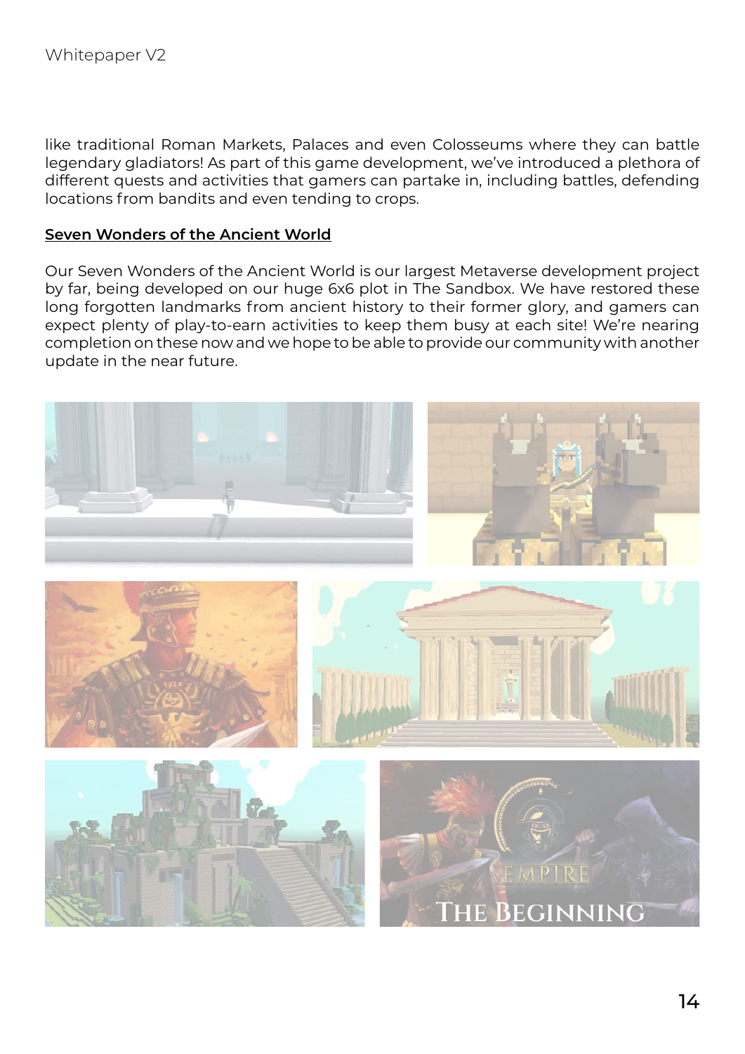like traditional Roman Markets, Palaces and even Colosseums where they can battle legendary gladiators! As part of this game development, we've introduced a plethora of different quests and activities that gamers can partake in, including battles, defending locations from bandits and even tending to crops.

**Seven Wonders of the Ancient World**

Our Seven Wonders of the Ancient World is our largest Metaverse development project by far, being developed on our huge 6x6 plot in The Sandbox. We have restored these long forgotten landmarks from ancient history to their former glory, and gamers can expect plenty of play-to-earn activities to keep them busy at each site! We're nearing completion on these now and we hope to be able to provide our community with another update in the near future.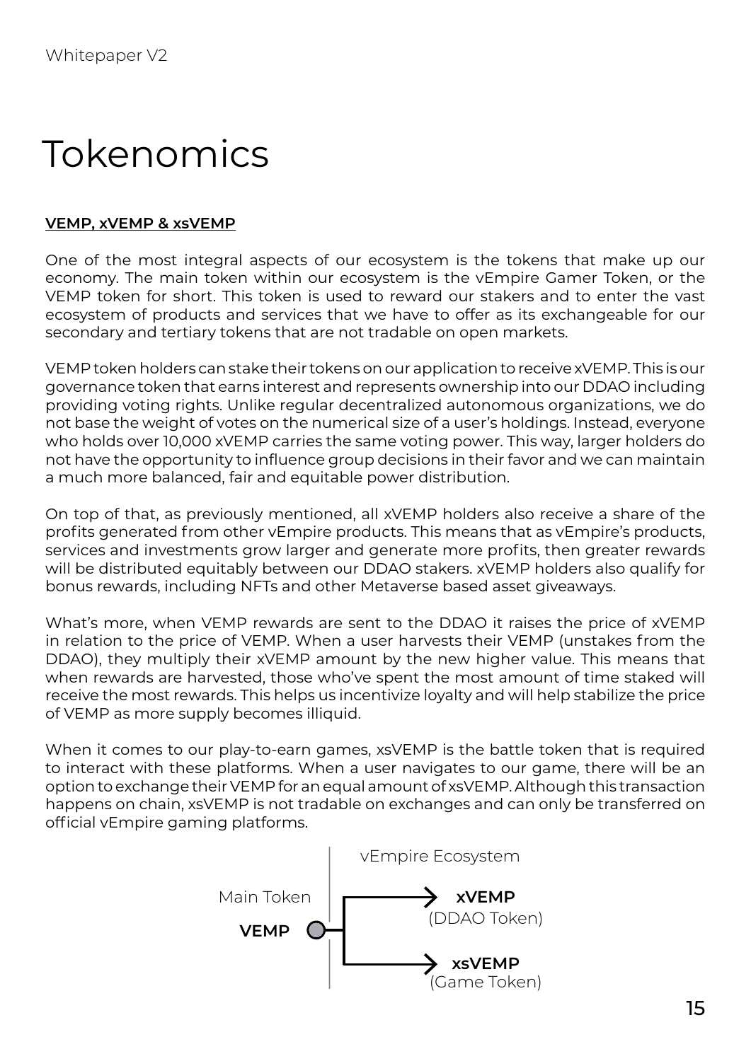# Tokenomics

**VEMP, xVEMP & xsVEMP**

One of the most integral aspects of our ecosystem is the tokens that make up our economy. The main token within our ecosystem is the vEmpire Gamer Token, or the VEMP token for short. This token is used to reward our stakers and to enter the vast ecosystem of products and services that we have to offer as its exchangeable for our secondary and tertiary tokens that are not tradable on open markets.

VEMP token holders can stake their tokens on our application to receive xVEMP. This is our governance token that earns interest and represents ownership into our DDAO including providing voting rights. Unlike regular decentralized autonomous organizations, we do not base the weight of votes on the numerical size of a user's holdings. Instead, everyone who holds over 10,000 xVEMP carries the same voting power. This way, larger holders do not have the opportunity to influence group decisions in their favor and we can maintain a much more balanced, fair and equitable power distribution.

On top of that, as previously mentioned, all xVEMP holders also receive a share of the profits generated from other vEmpire products. This means that as vEmpire's products, services and investments grow larger and generate more profits, then greater rewards will be distributed equitably between our DDAO stakers. xVEMP holders also qualify for bonus rewards, including NFTs and other Metaverse based asset giveaways.

What's more, when VEMP rewards are sent to the DDAO it raises the price of xVEMP in relation to the price of VEMP. When a user harvests their VEMP (unstakes from the DDAO), they multiply their xVEMP amount by the new higher value. This means that when rewards are harvested, those who've spent the most amount of time staked will receive the most rewards. This helps us incentivize loyalty and will help stabilize the price of VEMP as more supply becomes illiquid.

When it comes to our play-to-earn games, xsVEMP is the battle token that is required to interact with these platforms. When a user navigates to our game, there will be an option to exchange their VEMP for an equal amount of xsVEMP. Although this transaction happens on chain, xsVEMP is not tradable on exchanges and can only be transferred on official vEmpire gaming platforms.

vEmpire Ecosystem

Main Token **VEMP** → **xVEMP** (DDAO Token)

Main Token **VEMP** → **xsVEMP** (Game Token)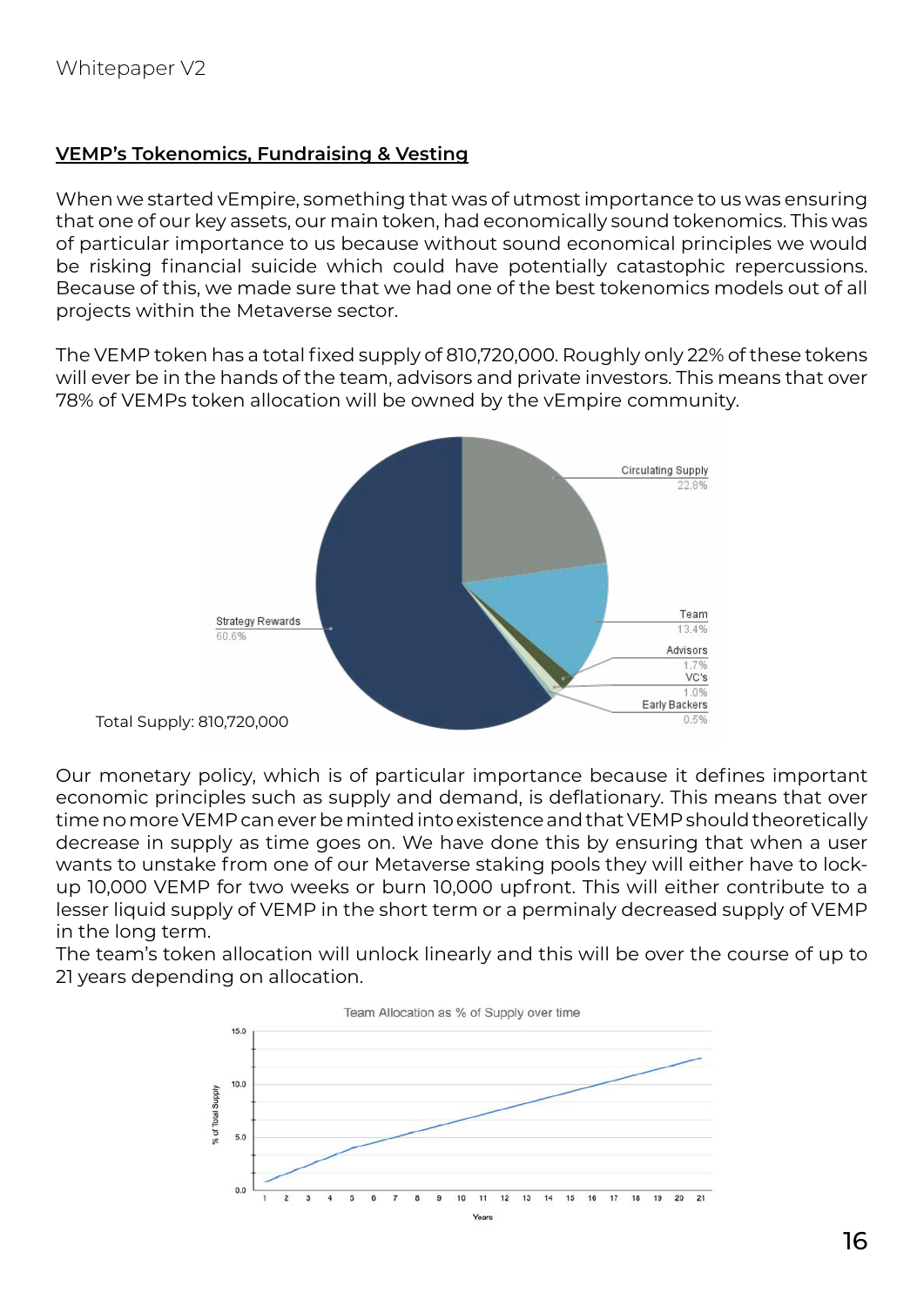**VEMP's Tokenomics, Fundraising & Vesting**

When we started vEmpire, something that was of utmost importance to us was ensuring that one of our key assets, our main token, had economically sound tokenomics. This was of particular importance to us because without sound economical principles we would be risking financial suicide which could have potentially catastophic repercussions. Because of this, we made sure that we had one of the best tokenomics models out of all projects within the Metaverse sector.

The VEMP token has a total fixed supply of 810,720,000. Roughly only 22% of these tokens will ever be in the hands of the team, advisors and private investors. This means that over 78% of VEMPs token allocation will be owned by the vEmpire community.

Circulating Supply 22.8%

Team 13.4%

Advisors 1.7%

VC's 1.0%

Early Backers 0.5%

Strategy Rewards 60.6%

Total Supply: 810,720,000

Our monetary policy, which is of particular importance because it defines important economic principles such as supply and demand, is deflationary. This means that over time no more VEMP can ever be minted into existence and that VEMP should theoretically decrease in supply as time goes on. We have done this by ensuring that when a user wants to unstake from one of our Metaverse staking pools they will either have to lock-up 10,000 VEMP for two weeks or burn 10,000 upfront. This will either contribute to a lesser liquid supply of VEMP in the short term or a perminaly decreased supply of VEMP in the long term.
The team's token allocation will unlock linearly and this will be over the course of up to 21 years depending on allocation.

Team Allocation as % of Supply over time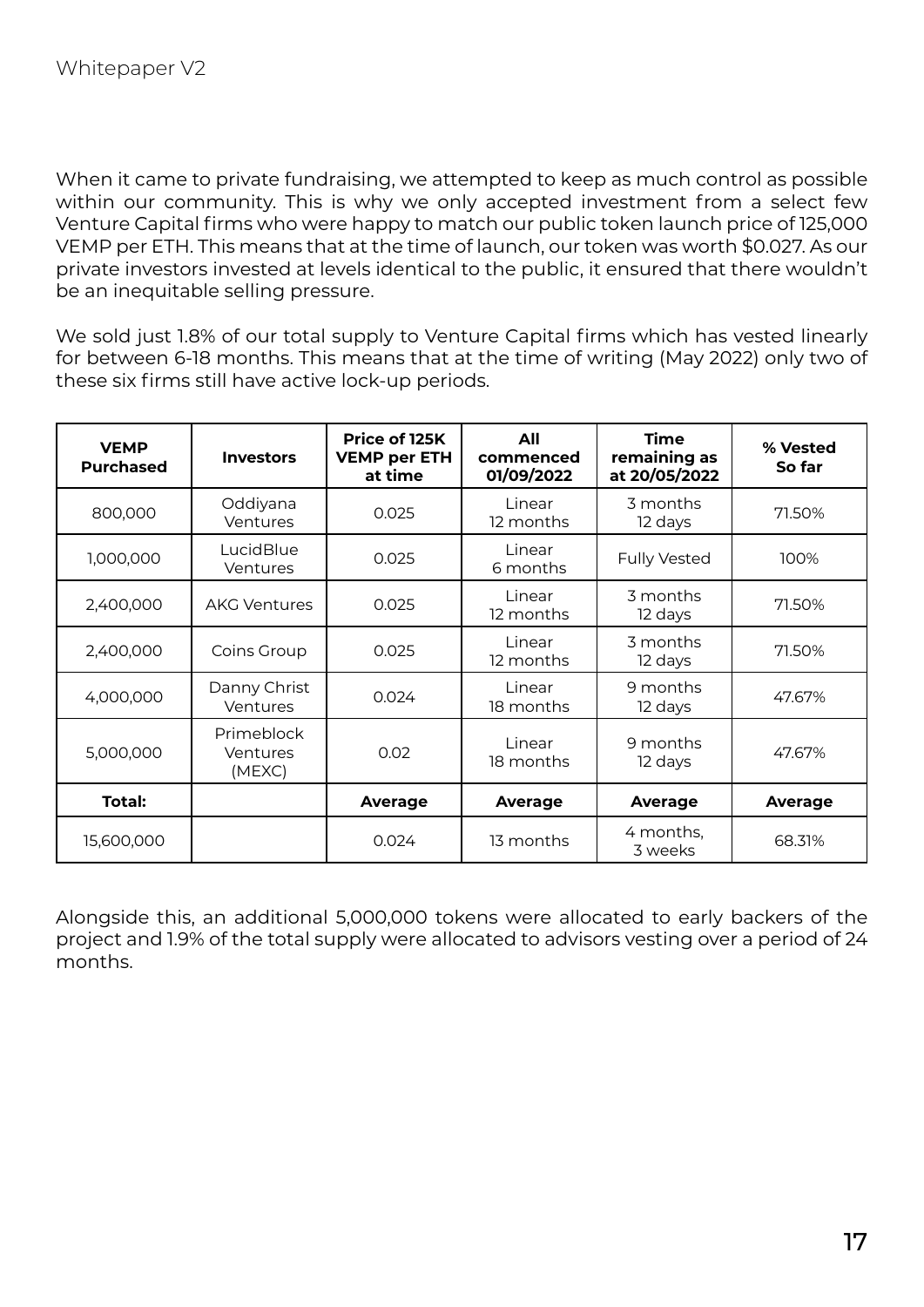When it came to private fundraising, we attempted to keep as much control as possible within our community. This is why we only accepted investment from a select few Venture Capital firms who were happy to match our public token launch price of 125,000 VEMP per ETH. This means that at the time of launch, our token was worth $0.027. As our private investors invested at levels identical to the public, it ensured that there wouldn't be an inequitable selling pressure.

We sold just 1.8% of our total supply to Venture Capital firms which has vested linearly for between 6-18 months. This means that at the time of writing (May 2022) only two of these six firms still have active lock-up periods.

| VEMP Purchased | Investors | Price of 125K VEMP per ETH at time | All commenced 01/09/2022 | Time remaining as at 20/05/2022 | % Vested So far |
|---|---|---|---|---|---|
| 800,000 | Oddiyana Ventures | 0.025 | Linear 12 months | 3 months 12 days | 71.50% |
| 1,000,000 | LucidBlue Ventures | 0.025 | Linear 6 months | Fully Vested | 100% |
| 2,400,000 | AKG Ventures | 0.025 | Linear 12 months | 3 months 12 days | 71.50% |
| 2,400,000 | Coins Group | 0.025 | Linear 12 months | 3 months 12 days | 71.50% |
| 4,000,000 | Danny Christ Ventures | 0.024 | Linear 18 months | 9 months 12 days | 47.67% |
| 5,000,000 | Primeblock Ventures (MEXC) | 0.02 | Linear 18 months | 9 months 12 days | 47.67% |
| **Total:** | | **Average** | **Average** | **Average** | **Average** |
| 15,600,000 | | 0.024 | 13 months | 4 months, 3 weeks | 68.31% |

Alongside this, an additional 5,000,000 tokens were allocated to early backers of the project and 1.9% of the total supply were allocated to advisors vesting over a period of 24 months.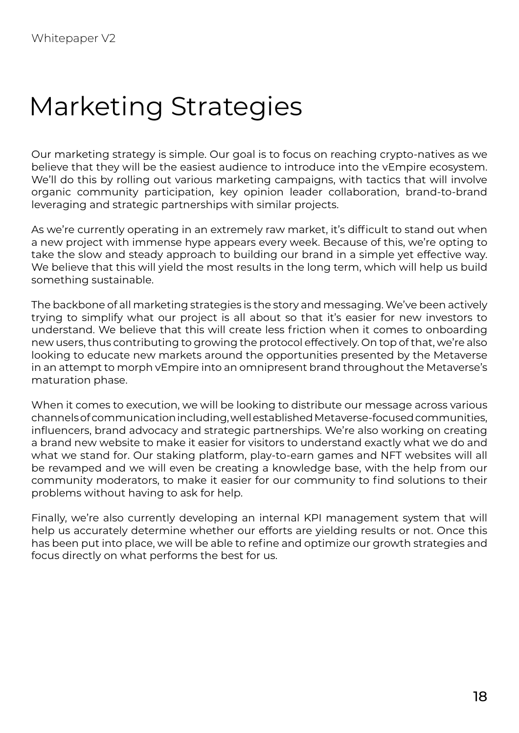# Marketing Strategies

Our marketing strategy is simple. Our goal is to focus on reaching crypto-natives as we believe that they will be the easiest audience to introduce into the vEmpire ecosystem. We'll do this by rolling out various marketing campaigns, with tactics that will involve organic community participation, key opinion leader collaboration, brand-to-brand leveraging and strategic partnerships with similar projects.

As we're currently operating in an extremely raw market, it's difficult to stand out when a new project with immense hype appears every week. Because of this, we're opting to take the slow and steady approach to building our brand in a simple yet effective way. We believe that this will yield the most results in the long term, which will help us build something sustainable.

The backbone of all marketing strategies is the story and messaging. We've been actively trying to simplify what our project is all about so that it's easier for new investors to understand. We believe that this will create less friction when it comes to onboarding new users, thus contributing to growing the protocol effectively. On top of that, we're also looking to educate new markets around the opportunities presented by the Metaverse in an attempt to morph vEmpire into an omnipresent brand throughout the Metaverse's maturation phase.

When it comes to execution, we will be looking to distribute our message across various channels of communication including, well established Metaverse-focused communities, influencers, brand advocacy and strategic partnerships. We're also working on creating a brand new website to make it easier for visitors to understand exactly what we do and what we stand for. Our staking platform, play-to-earn games and NFT websites will all be revamped and we will even be creating a knowledge base, with the help from our community moderators, to make it easier for our community to find solutions to their problems without having to ask for help.

Finally, we're also currently developing an internal KPI management system that will help us accurately determine whether our efforts are yielding results or not. Once this has been put into place, we will be able to refine and optimize our growth strategies and focus directly on what performs the best for us.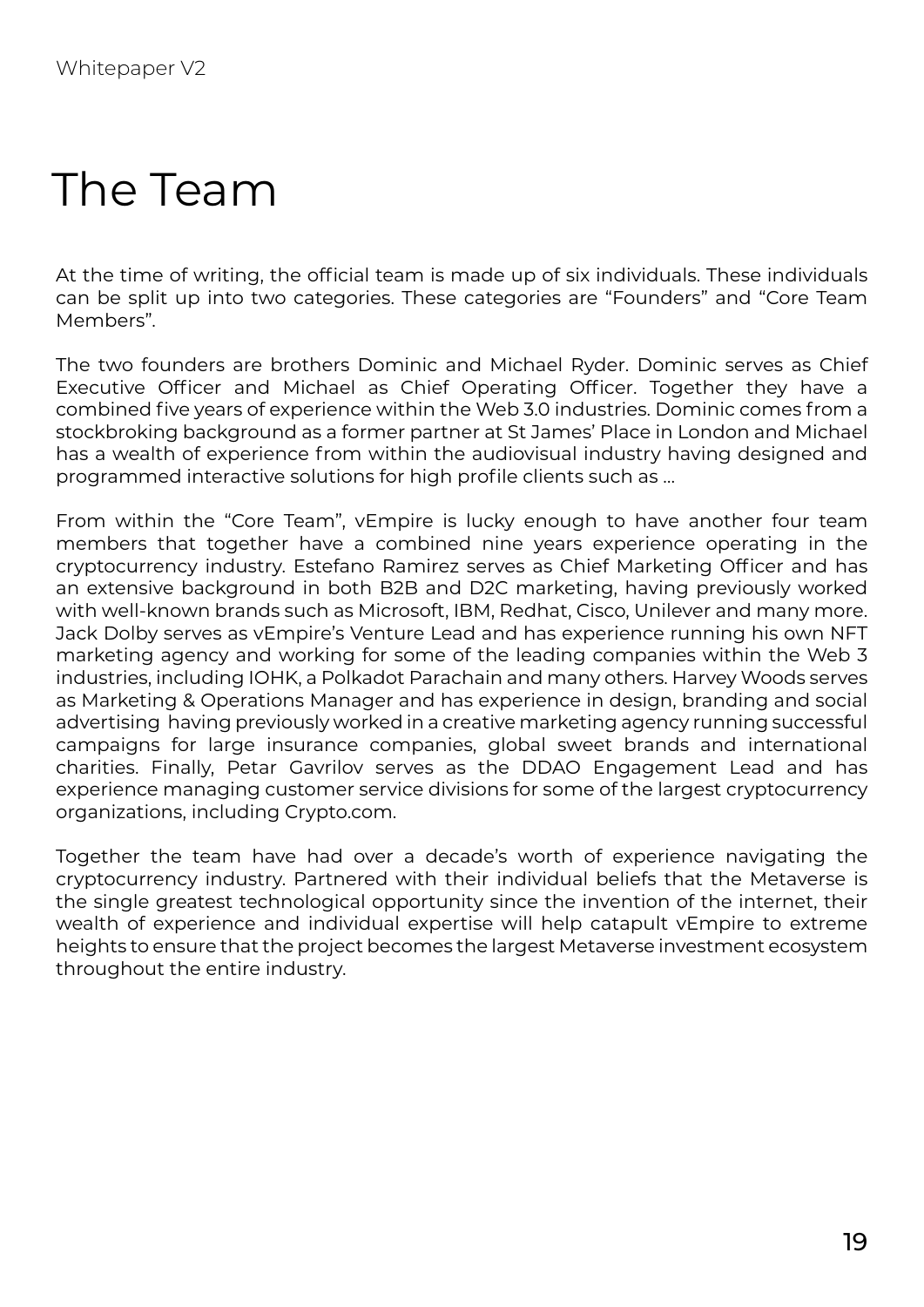# The Team

At the time of writing, the official team is made up of six individuals. These individuals can be split up into two categories. These categories are “Founders” and “Core Team Members”.

The two founders are brothers Dominic and Michael Ryder. Dominic serves as Chief Executive Officer and Michael as Chief Operating Officer. Together they have a combined five years of experience within the Web 3.0 industries. Dominic comes from a stockbroking background as a former partner at St James’ Place in London and Michael has a wealth of experience from within the audiovisual industry having designed and programmed interactive solutions for high profile clients such as ...

From within the “Core Team”, vEmpire is lucky enough to have another four team members that together have a combined nine years experience operating in the cryptocurrency industry. Estefano Ramirez serves as Chief Marketing Officer and has an extensive background in both B2B and D2C marketing, having previously worked with well-known brands such as Microsoft, IBM, Redhat, Cisco, Unilever and many more. Jack Dolby serves as vEmpire’s Venture Lead and has experience running his own NFT marketing agency and working for some of the leading companies within the Web 3 industries, including IOHK, a Polkadot Parachain and many others. Harvey Woods serves as Marketing & Operations Manager and has experience in design, branding and social advertising having previously worked in a creative marketing agency running successful campaigns for large insurance companies, global sweet brands and international charities. Finally, Petar Gavrilov serves as the DDAO Engagement Lead and has experience managing customer service divisions for some of the largest cryptocurrency organizations, including Crypto.com.

Together the team have had over a decade’s worth of experience navigating the cryptocurrency industry. Partnered with their individual beliefs that the Metaverse is the single greatest technological opportunity since the invention of the internet, their wealth of experience and individual expertise will help catapult vEmpire to extreme heights to ensure that the project becomes the largest Metaverse investment ecosystem throughout the entire industry.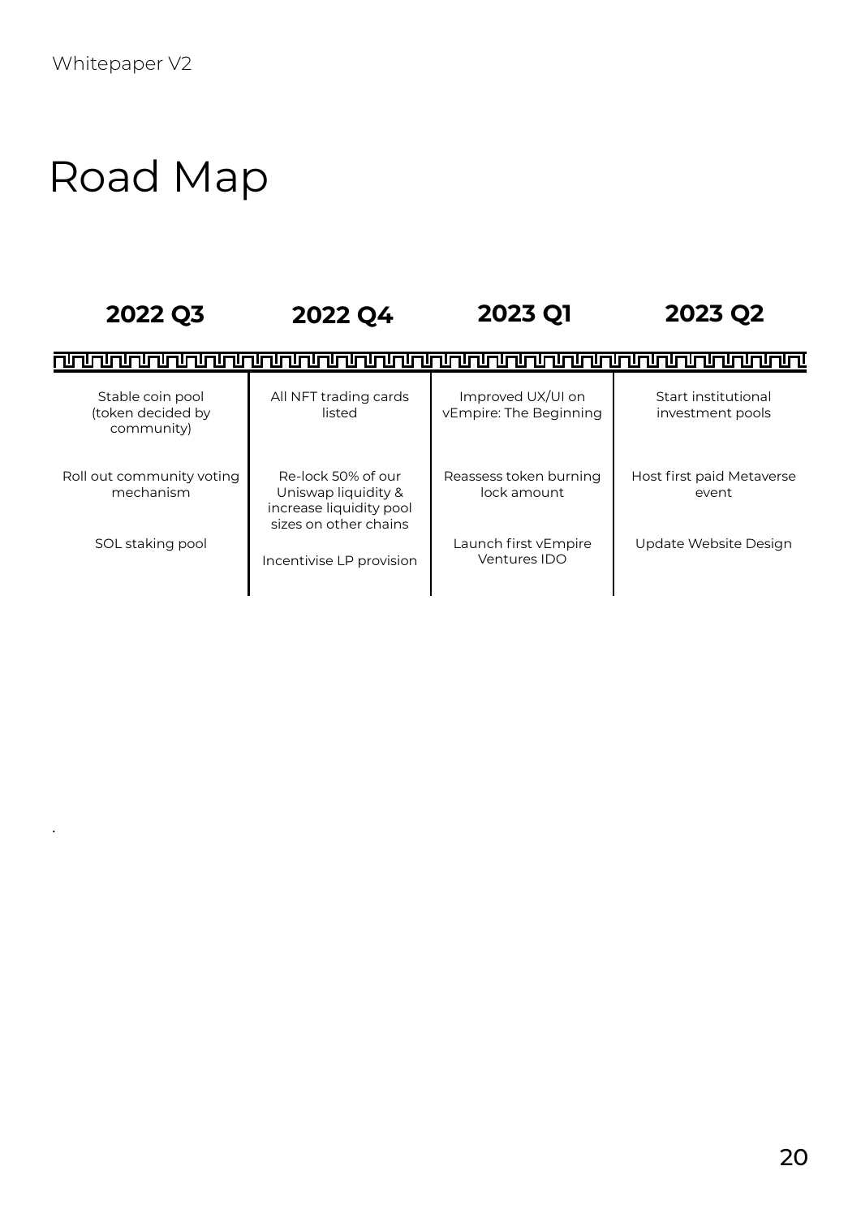# Road Map

| 2022 Q3 | 2022 Q4 | 2023 Q1 | 2023 Q2 |
|---|---|---|---|
| Stable coin pool (token decided by community) | All NFT trading cards listed | Improved UX/UI on vEmpire: The Beginning | Start institutional investment pools |
| Roll out community voting mechanism | Re-lock 50% of our Uniswap liquidity & increase liquidity pool sizes on other chains | Reassess token burning lock amount | Host first paid Metaverse event |
| SOL staking pool | Incentivise LP provision | Launch first vEmpire Ventures IDO | Update Website Design |

.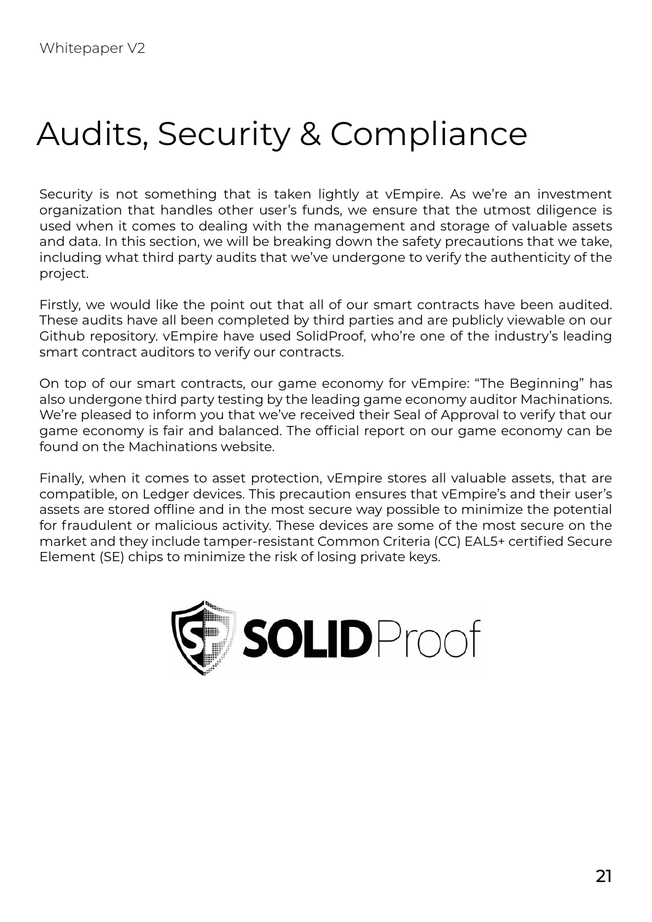# Audits, Security & Compliance

Security is not something that is taken lightly at vEmpire. As we're an investment organization that handles other user's funds, we ensure that the utmost diligence is used when it comes to dealing with the management and storage of valuable assets and data. In this section, we will be breaking down the safety precautions that we take, including what third party audits that we've undergone to verify the authenticity of the project.

Firstly, we would like the point out that all of our smart contracts have been audited. These audits have all been completed by third parties and are publicly viewable on our Github repository. vEmpire have used SolidProof, who're one of the industry's leading smart contract auditors to verify our contracts.

On top of our smart contracts, our game economy for vEmpire: "The Beginning" has also undergone third party testing by the leading game economy auditor Machinations. We're pleased to inform you that we've received their Seal of Approval to verify that our game economy is fair and balanced. The official report on our game economy can be found on the Machinations website.

Finally, when it comes to asset protection, vEmpire stores all valuable assets, that are compatible, on Ledger devices. This precaution ensures that vEmpire's and their user's assets are stored offline and in the most secure way possible to minimize the potential for fraudulent or malicious activity. These devices are some of the most secure on the market and they include tamper-resistant Common Criteria (CC) EAL5+ certified Secure Element (SE) chips to minimize the risk of losing private keys.

SOLIDProof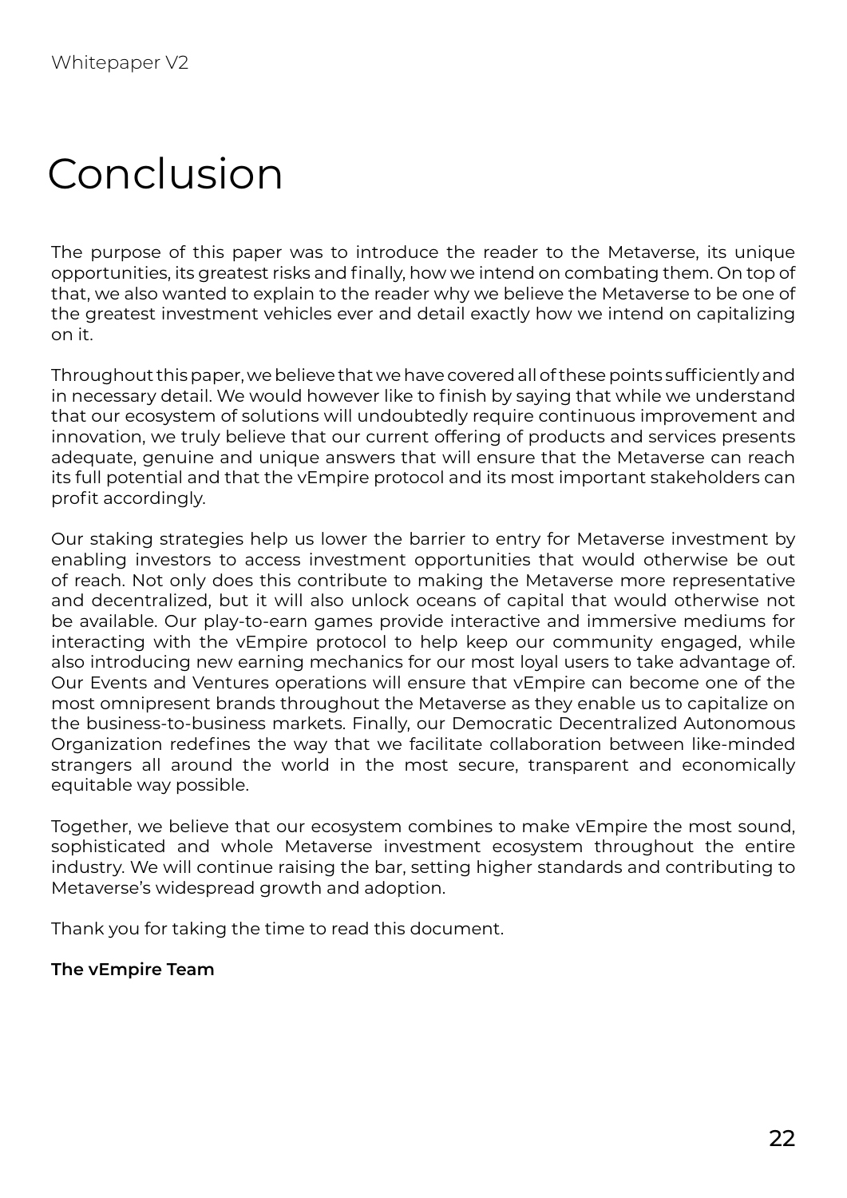# Conclusion

The purpose of this paper was to introduce the reader to the Metaverse, its unique opportunities, its greatest risks and finally, how we intend on combating them. On top of that, we also wanted to explain to the reader why we believe the Metaverse to be one of the greatest investment vehicles ever and detail exactly how we intend on capitalizing on it.

Throughout this paper, we believe that we have covered all of these points sufficiently and in necessary detail. We would however like to finish by saying that while we understand that our ecosystem of solutions will undoubtedly require continuous improvement and innovation, we truly believe that our current offering of products and services presents adequate, genuine and unique answers that will ensure that the Metaverse can reach its full potential and that the vEmpire protocol and its most important stakeholders can profit accordingly.

Our staking strategies help us lower the barrier to entry for Metaverse investment by enabling investors to access investment opportunities that would otherwise be out of reach. Not only does this contribute to making the Metaverse more representative and decentralized, but it will also unlock oceans of capital that would otherwise not be available. Our play-to-earn games provide interactive and immersive mediums for interacting with the vEmpire protocol to help keep our community engaged, while also introducing new earning mechanics for our most loyal users to take advantage of. Our Events and Ventures operations will ensure that vEmpire can become one of the most omnipresent brands throughout the Metaverse as they enable us to capitalize on the business-to-business markets. Finally, our Democratic Decentralized Autonomous Organization redefines the way that we facilitate collaboration between like-minded strangers all around the world in the most secure, transparent and economically equitable way possible.

Together, we believe that our ecosystem combines to make vEmpire the most sound, sophisticated and whole Metaverse investment ecosystem throughout the entire industry. We will continue raising the bar, setting higher standards and contributing to Metaverse's widespread growth and adoption.

Thank you for taking the time to read this document.

**The vEmpire Team**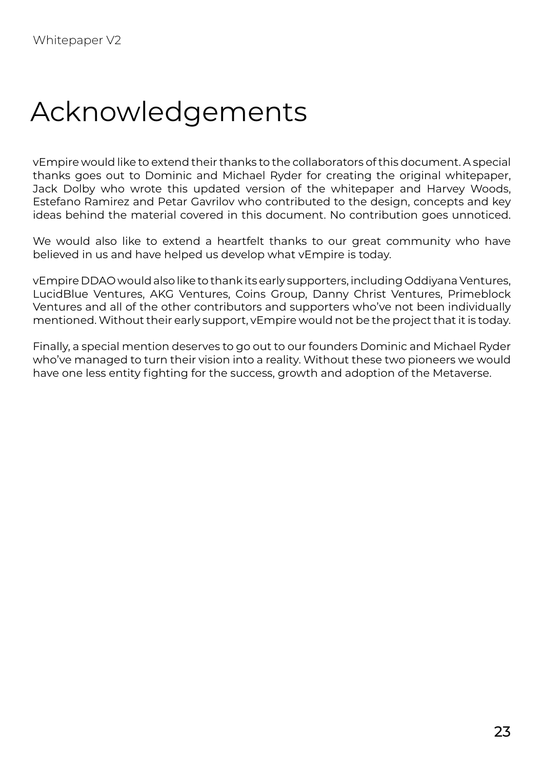# Acknowledgements

vEmpire would like to extend their thanks to the collaborators of this document. A special thanks goes out to Dominic and Michael Ryder for creating the original whitepaper, Jack Dolby who wrote this updated version of the whitepaper and Harvey Woods, Estefano Ramirez and Petar Gavrilov who contributed to the design, concepts and key ideas behind the material covered in this document. No contribution goes unnoticed.

We would also like to extend a heartfelt thanks to our great community who have believed in us and have helped us develop what vEmpire is today.

vEmpire DDAO would also like to thank its early supporters, including Oddiyana Ventures, LucidBlue Ventures, AKG Ventures, Coins Group, Danny Christ Ventures, Primeblock Ventures and all of the other contributors and supporters who've not been individually mentioned. Without their early support, vEmpire would not be the project that it is today.

Finally, a special mention deserves to go out to our founders Dominic and Michael Ryder who've managed to turn their vision into a reality. Without these two pioneers we would have one less entity fighting for the success, growth and adoption of the Metaverse.